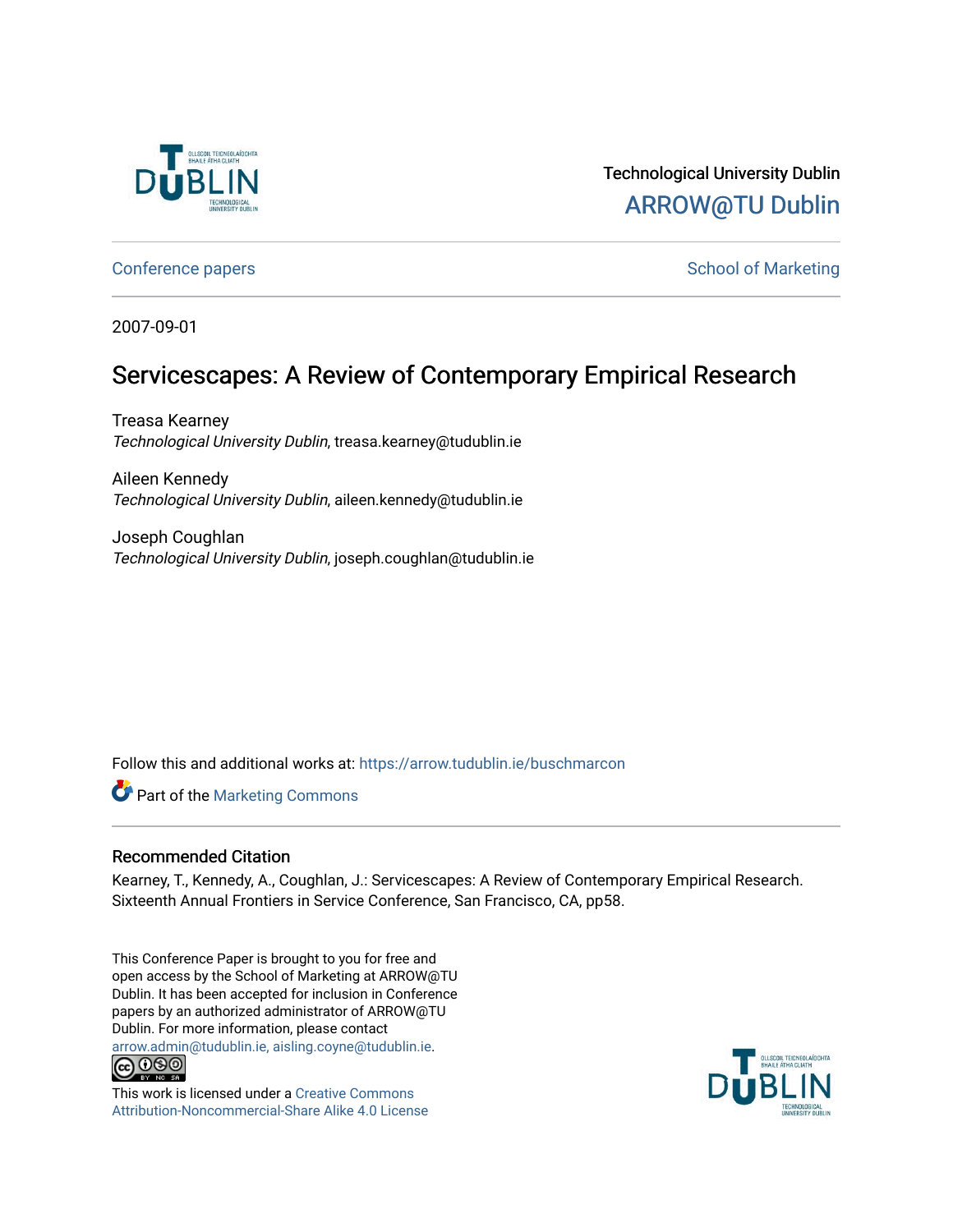Technological University Dublin

ARROW@TU Dublin

Conference papers | School of Marketing

2007-09-01

# Servicescapes: A Review of Contemporary Empirical Research

Treasa Kearney
*Technological University Dublin*, treasa.kearney@tudublin.ie

Aileen Kennedy
*Technological University Dublin*, aileen.kennedy@tudublin.ie

Joseph Coughlan
*Technological University Dublin*, joseph.coughlan@tudublin.ie

Follow this and additional works at: https://arrow.tudublin.ie/buschmarcon

Part of the Marketing Commons

## Recommended Citation

Kearney, T., Kennedy, A., Coughlan, J.: Servicescapes: A Review of Contemporary Empirical Research. Sixteenth Annual Frontiers in Service Conference, San Francisco, CA, pp58.

This Conference Paper is brought to you for free and open access by the School of Marketing at ARROW@TU Dublin. It has been accepted for inclusion in Conference papers by an authorized administrator of ARROW@TU Dublin. For more information, please contact arrow.admin@tudublin.ie, aisling.coyne@tudublin.ie.

This work is licensed under a Creative Commons Attribution-Noncommercial-Share Alike 4.0 License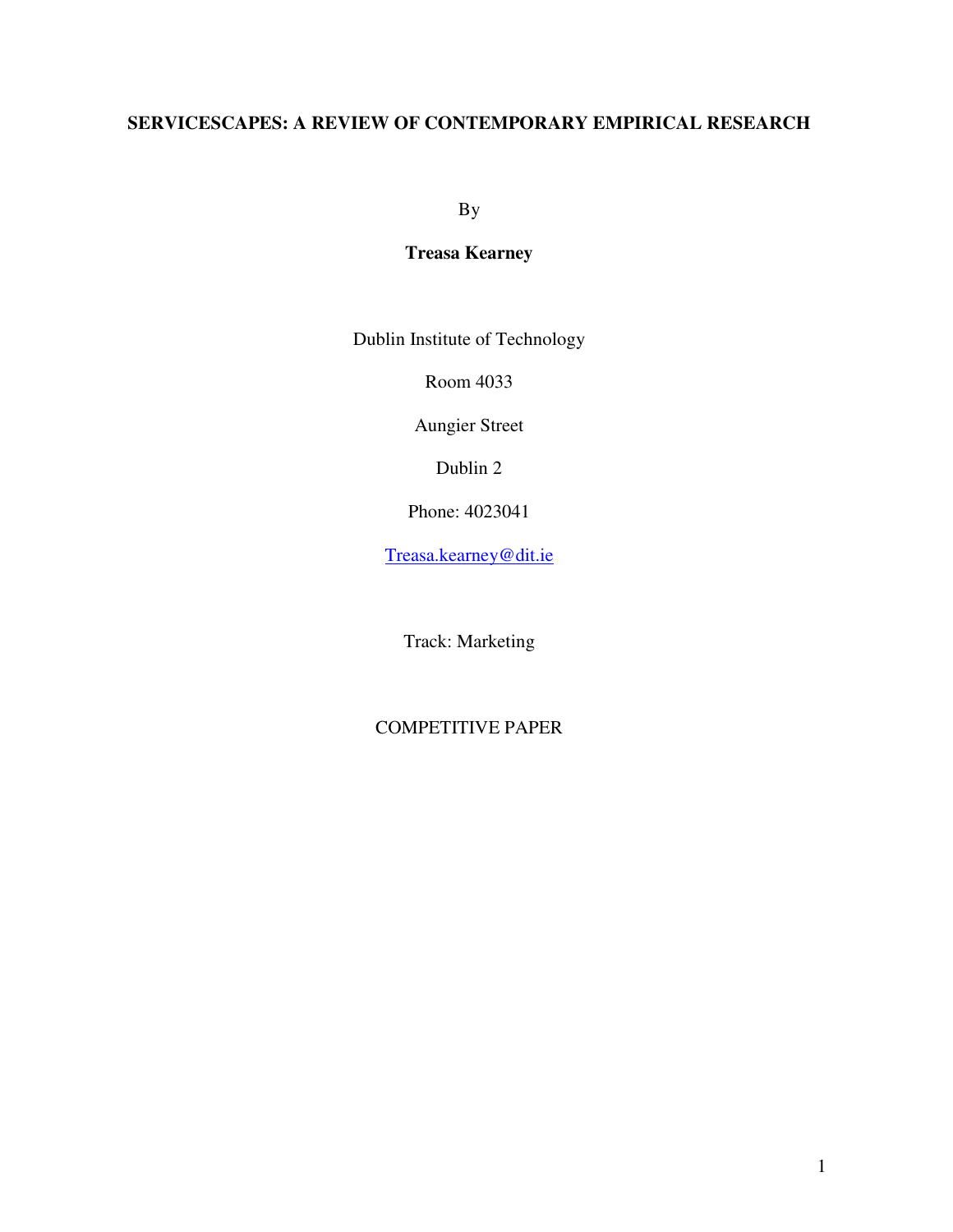# SERVICESCAPES: A REVIEW OF CONTEMPORARY EMPIRICAL RESEARCH

By

**Treasa Kearney**

Dublin Institute of Technology

Room 4033

Aungier Street

Dublin 2

Phone: 4023041

Treasa.kearney@dit.ie

Track: Marketing

COMPETITIVE PAPER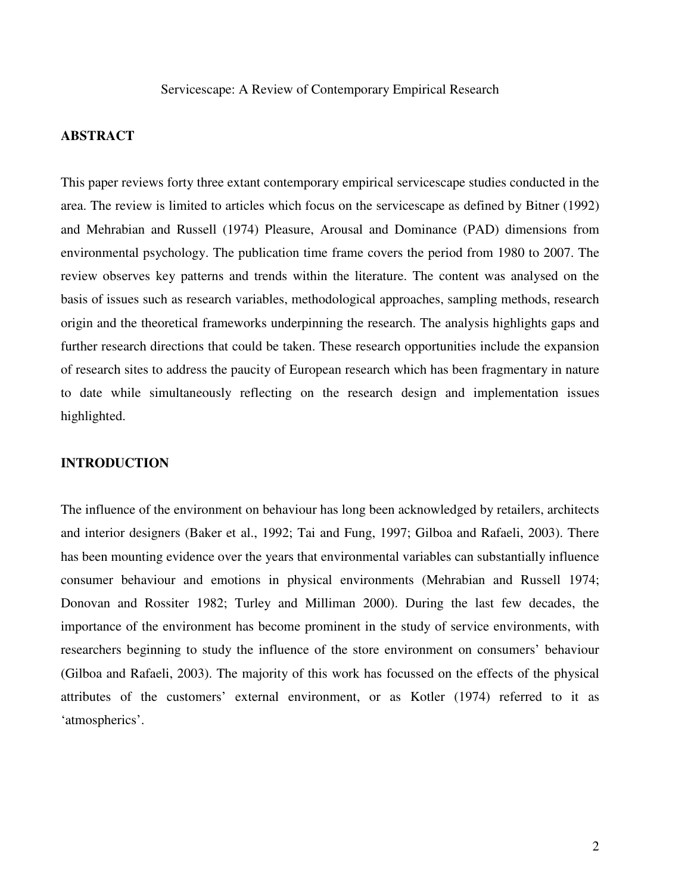Servicescape: A Review of Contemporary Empirical Research

## ABSTRACT

This paper reviews forty three extant contemporary empirical servicescape studies conducted in the area. The review is limited to articles which focus on the servicescape as defined by Bitner (1992) and Mehrabian and Russell (1974) Pleasure, Arousal and Dominance (PAD) dimensions from environmental psychology. The publication time frame covers the period from 1980 to 2007. The review observes key patterns and trends within the literature. The content was analysed on the basis of issues such as research variables, methodological approaches, sampling methods, research origin and the theoretical frameworks underpinning the research. The analysis highlights gaps and further research directions that could be taken. These research opportunities include the expansion of research sites to address the paucity of European research which has been fragmentary in nature to date while simultaneously reflecting on the research design and implementation issues highlighted.

## INTRODUCTION

The influence of the environment on behaviour has long been acknowledged by retailers, architects and interior designers (Baker et al., 1992; Tai and Fung, 1997; Gilboa and Rafaeli, 2003). There has been mounting evidence over the years that environmental variables can substantially influence consumer behaviour and emotions in physical environments (Mehrabian and Russell 1974; Donovan and Rossiter 1982; Turley and Milliman 2000). During the last few decades, the importance of the environment has become prominent in the study of service environments, with researchers beginning to study the influence of the store environment on consumers' behaviour (Gilboa and Rafaeli, 2003). The majority of this work has focussed on the effects of the physical attributes of the customers' external environment, or as Kotler (1974) referred to it as 'atmospherics'.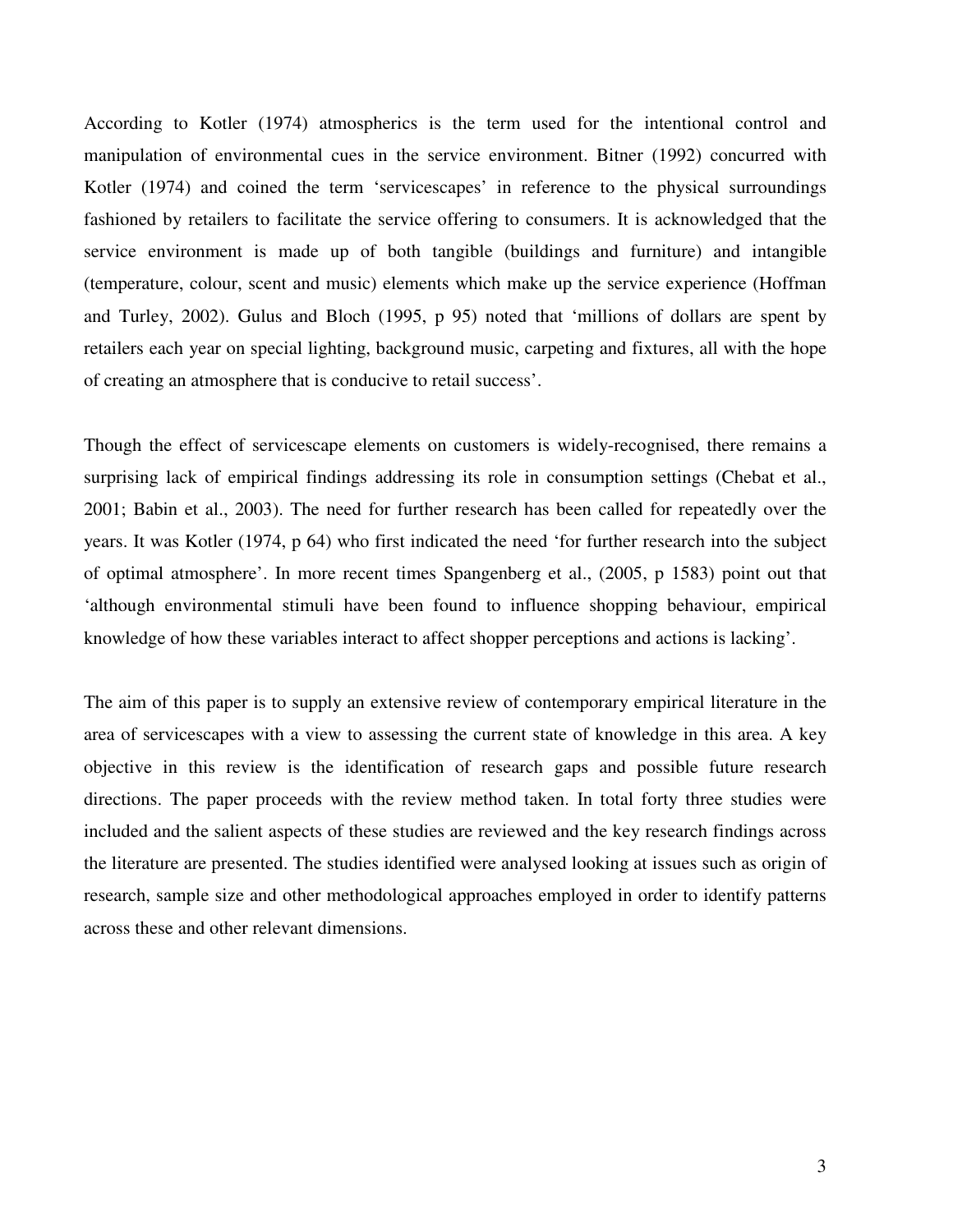According to Kotler (1974) atmospherics is the term used for the intentional control and manipulation of environmental cues in the service environment. Bitner (1992) concurred with Kotler (1974) and coined the term 'servicescapes' in reference to the physical surroundings fashioned by retailers to facilitate the service offering to consumers. It is acknowledged that the service environment is made up of both tangible (buildings and furniture) and intangible (temperature, colour, scent and music) elements which make up the service experience (Hoffman and Turley, 2002). Gulus and Bloch (1995, p 95) noted that 'millions of dollars are spent by retailers each year on special lighting, background music, carpeting and fixtures, all with the hope of creating an atmosphere that is conducive to retail success'.

Though the effect of servicescape elements on customers is widely-recognised, there remains a surprising lack of empirical findings addressing its role in consumption settings (Chebat et al., 2001; Babin et al., 2003). The need for further research has been called for repeatedly over the years. It was Kotler (1974, p 64) who first indicated the need 'for further research into the subject of optimal atmosphere'. In more recent times Spangenberg et al., (2005, p 1583) point out that 'although environmental stimuli have been found to influence shopping behaviour, empirical knowledge of how these variables interact to affect shopper perceptions and actions is lacking'.

The aim of this paper is to supply an extensive review of contemporary empirical literature in the area of servicescapes with a view to assessing the current state of knowledge in this area. A key objective in this review is the identification of research gaps and possible future research directions. The paper proceeds with the review method taken. In total forty three studies were included and the salient aspects of these studies are reviewed and the key research findings across the literature are presented. The studies identified were analysed looking at issues such as origin of research, sample size and other methodological approaches employed in order to identify patterns across these and other relevant dimensions.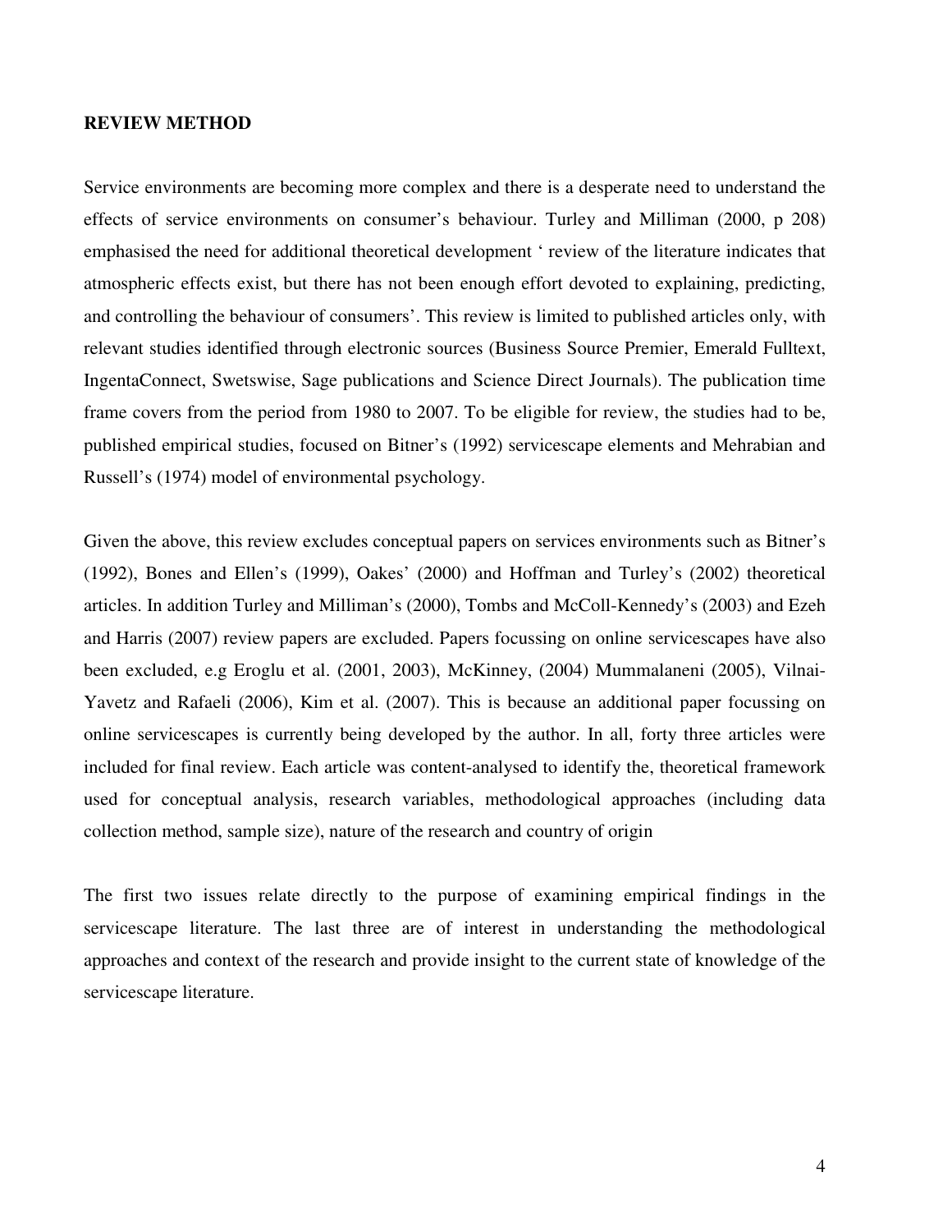**REVIEW METHOD**

Service environments are becoming more complex and there is a desperate need to understand the effects of service environments on consumer's behaviour. Turley and Milliman (2000, p 208) emphasised the need for additional theoretical development ' review of the literature indicates that atmospheric effects exist, but there has not been enough effort devoted to explaining, predicting, and controlling the behaviour of consumers'. This review is limited to published articles only, with relevant studies identified through electronic sources (Business Source Premier, Emerald Fulltext, IngentaConnect, Swetswise, Sage publications and Science Direct Journals). The publication time frame covers from the period from 1980 to 2007. To be eligible for review, the studies had to be, published empirical studies, focused on Bitner's (1992) servicescape elements and Mehrabian and Russell's (1974) model of environmental psychology.

Given the above, this review excludes conceptual papers on services environments such as Bitner's (1992), Bones and Ellen's (1999), Oakes' (2000) and Hoffman and Turley's (2002) theoretical articles. In addition Turley and Milliman's (2000), Tombs and McColl-Kennedy's (2003) and Ezeh and Harris (2007) review papers are excluded. Papers focussing on online servicescapes have also been excluded, e.g Eroglu et al. (2001, 2003), McKinney, (2004) Mummalaneni (2005), Vilnai-Yavetz and Rafaeli (2006), Kim et al. (2007). This is because an additional paper focussing on online servicescapes is currently being developed by the author. In all, forty three articles were included for final review. Each article was content-analysed to identify the, theoretical framework used for conceptual analysis, research variables, methodological approaches (including data collection method, sample size), nature of the research and country of origin

The first two issues relate directly to the purpose of examining empirical findings in the servicescape literature. The last three are of interest in understanding the methodological approaches and context of the research and provide insight to the current state of knowledge of the servicescape literature.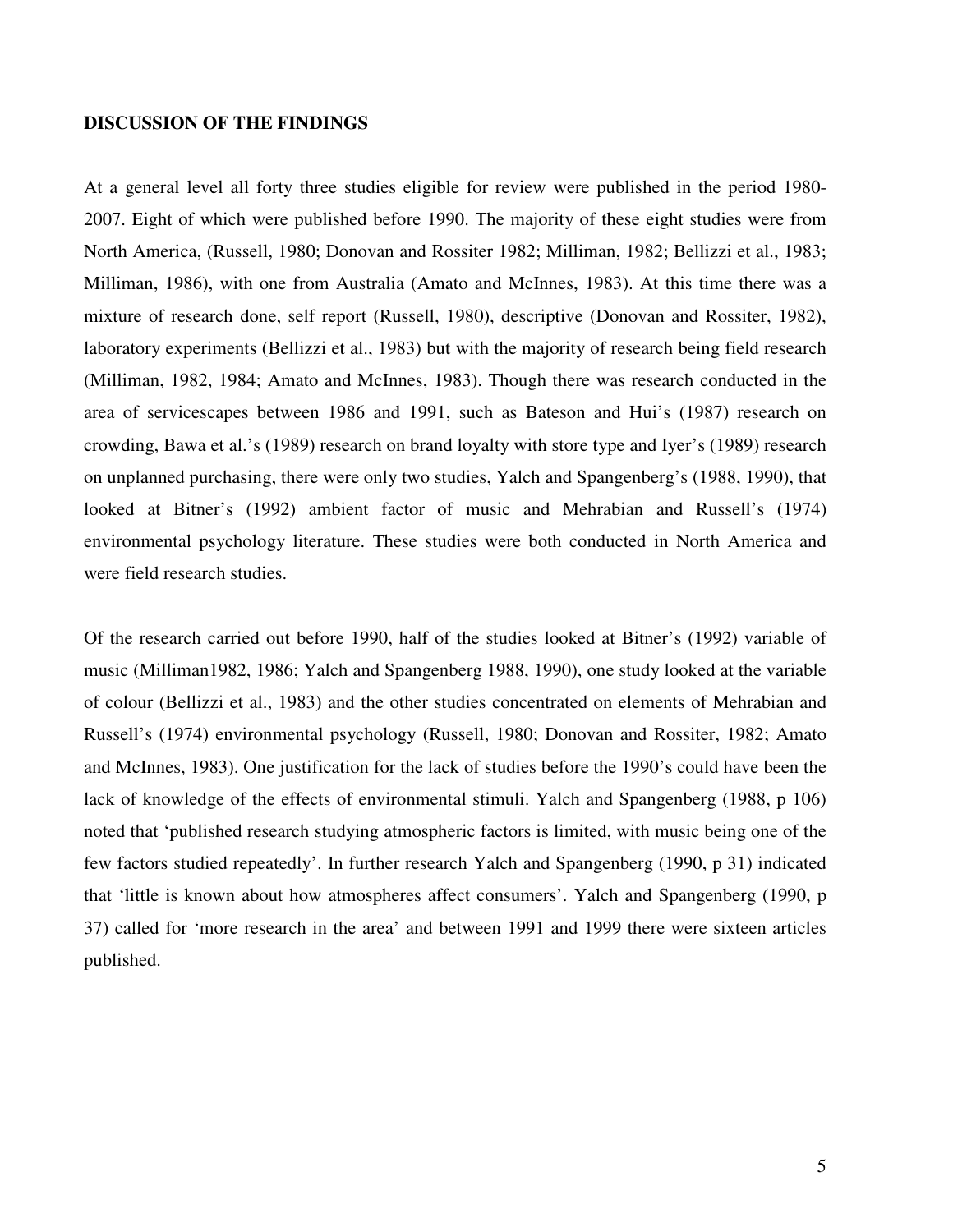**DISCUSSION OF THE FINDINGS**

At a general level all forty three studies eligible for review were published in the period 1980-2007. Eight of which were published before 1990. The majority of these eight studies were from North America, (Russell, 1980; Donovan and Rossiter 1982; Milliman, 1982; Bellizzi et al., 1983; Milliman, 1986), with one from Australia (Amato and McInnes, 1983). At this time there was a mixture of research done, self report (Russell, 1980), descriptive (Donovan and Rossiter, 1982), laboratory experiments (Bellizzi et al., 1983) but with the majority of research being field research (Milliman, 1982, 1984; Amato and McInnes, 1983). Though there was research conducted in the area of servicescapes between 1986 and 1991, such as Bateson and Hui's (1987) research on crowding, Bawa et al.'s (1989) research on brand loyalty with store type and Iyer's (1989) research on unplanned purchasing, there were only two studies, Yalch and Spangenberg's (1988, 1990), that looked at Bitner's (1992) ambient factor of music and Mehrabian and Russell's (1974) environmental psychology literature. These studies were both conducted in North America and were field research studies.

Of the research carried out before 1990, half of the studies looked at Bitner's (1992) variable of music (Milliman1982, 1986; Yalch and Spangenberg 1988, 1990), one study looked at the variable of colour (Bellizzi et al., 1983) and the other studies concentrated on elements of Mehrabian and Russell's (1974) environmental psychology (Russell, 1980; Donovan and Rossiter, 1982; Amato and McInnes, 1983). One justification for the lack of studies before the 1990's could have been the lack of knowledge of the effects of environmental stimuli. Yalch and Spangenberg (1988, p 106) noted that 'published research studying atmospheric factors is limited, with music being one of the few factors studied repeatedly'. In further research Yalch and Spangenberg (1990, p 31) indicated that 'little is known about how atmospheres affect consumers'. Yalch and Spangenberg (1990, p 37) called for 'more research in the area' and between 1991 and 1999 there were sixteen articles published.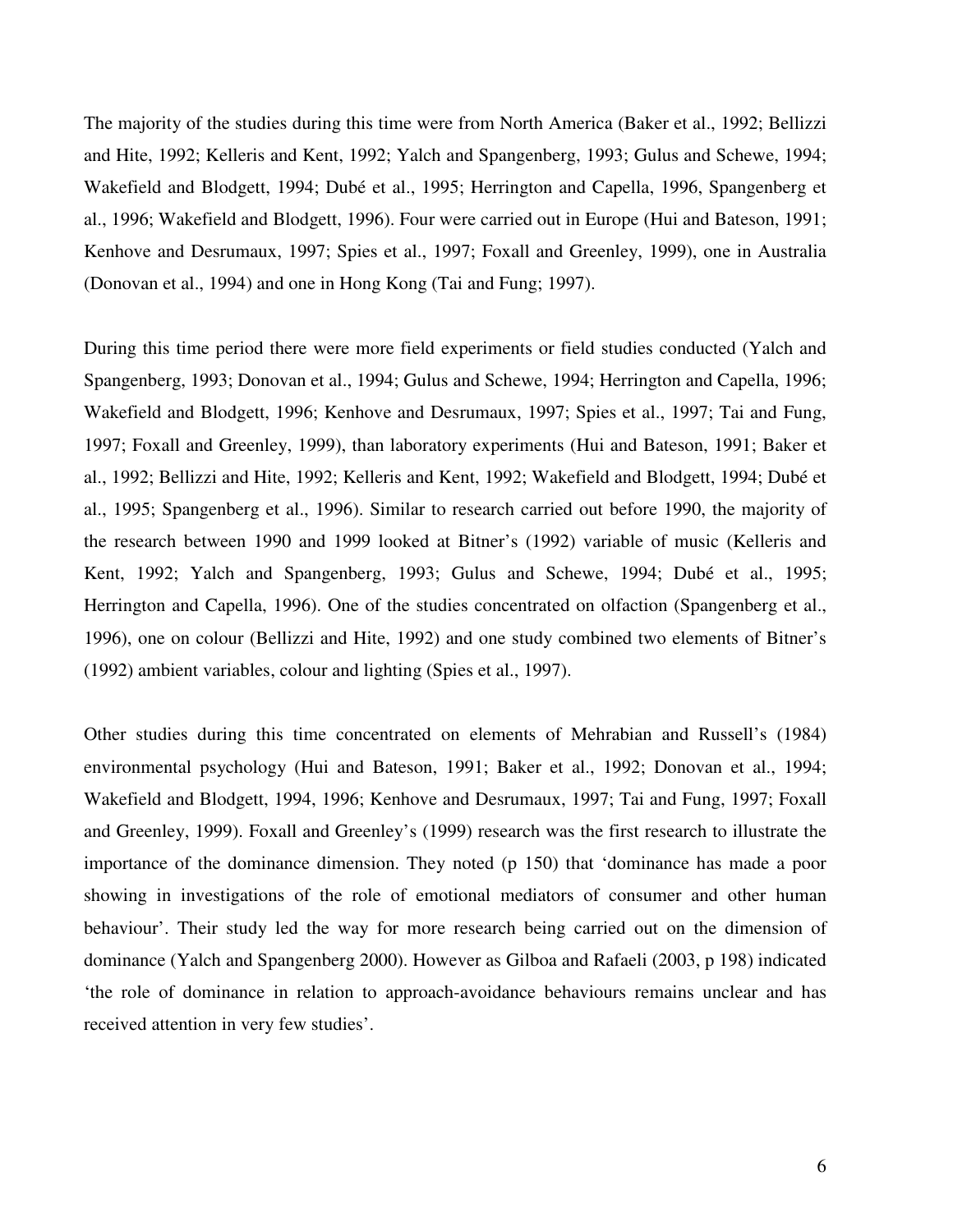The majority of the studies during this time were from North America (Baker et al., 1992; Bellizzi and Hite, 1992; Kelleris and Kent, 1992; Yalch and Spangenberg, 1993; Gulus and Schewe, 1994; Wakefield and Blodgett, 1994; Dubé et al., 1995; Herrington and Capella, 1996, Spangenberg et al., 1996; Wakefield and Blodgett, 1996). Four were carried out in Europe (Hui and Bateson, 1991; Kenhove and Desrumaux, 1997; Spies et al., 1997; Foxall and Greenley, 1999), one in Australia (Donovan et al., 1994) and one in Hong Kong (Tai and Fung; 1997).

During this time period there were more field experiments or field studies conducted (Yalch and Spangenberg, 1993; Donovan et al., 1994; Gulus and Schewe, 1994; Herrington and Capella, 1996; Wakefield and Blodgett, 1996; Kenhove and Desrumaux, 1997; Spies et al., 1997; Tai and Fung, 1997; Foxall and Greenley, 1999), than laboratory experiments (Hui and Bateson, 1991; Baker et al., 1992; Bellizzi and Hite, 1992; Kelleris and Kent, 1992; Wakefield and Blodgett, 1994; Dubé et al., 1995; Spangenberg et al., 1996). Similar to research carried out before 1990, the majority of the research between 1990 and 1999 looked at Bitner's (1992) variable of music (Kelleris and Kent, 1992; Yalch and Spangenberg, 1993; Gulus and Schewe, 1994; Dubé et al., 1995; Herrington and Capella, 1996). One of the studies concentrated on olfaction (Spangenberg et al., 1996), one on colour (Bellizzi and Hite, 1992) and one study combined two elements of Bitner's (1992) ambient variables, colour and lighting (Spies et al., 1997).

Other studies during this time concentrated on elements of Mehrabian and Russell's (1984) environmental psychology (Hui and Bateson, 1991; Baker et al., 1992; Donovan et al., 1994; Wakefield and Blodgett, 1994, 1996; Kenhove and Desrumaux, 1997; Tai and Fung, 1997; Foxall and Greenley, 1999). Foxall and Greenley's (1999) research was the first research to illustrate the importance of the dominance dimension. They noted (p 150) that 'dominance has made a poor showing in investigations of the role of emotional mediators of consumer and other human behaviour'. Their study led the way for more research being carried out on the dimension of dominance (Yalch and Spangenberg 2000). However as Gilboa and Rafaeli (2003, p 198) indicated 'the role of dominance in relation to approach-avoidance behaviours remains unclear and has received attention in very few studies'.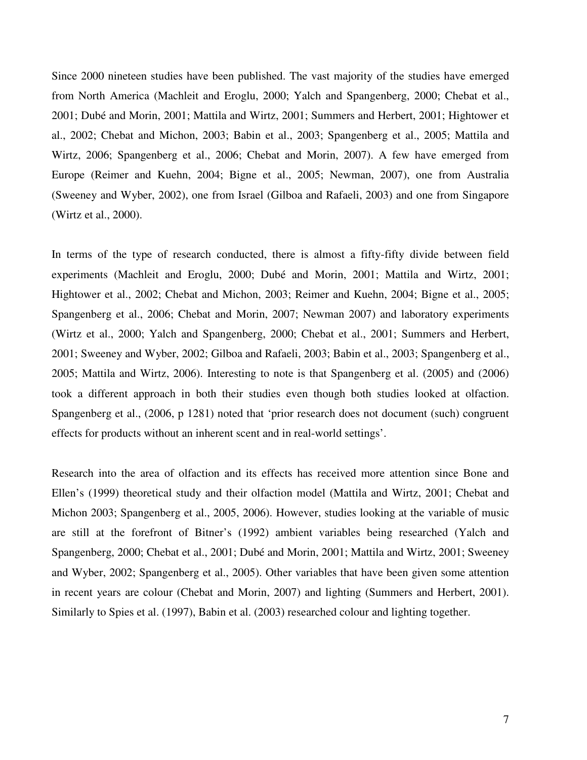Since 2000 nineteen studies have been published. The vast majority of the studies have emerged from North America (Machleit and Eroglu, 2000; Yalch and Spangenberg, 2000; Chebat et al., 2001; Dubé and Morin, 2001; Mattila and Wirtz, 2001; Summers and Herbert, 2001; Hightower et al., 2002; Chebat and Michon, 2003; Babin et al., 2003; Spangenberg et al., 2005; Mattila and Wirtz, 2006; Spangenberg et al., 2006; Chebat and Morin, 2007). A few have emerged from Europe (Reimer and Kuehn, 2004; Bigne et al., 2005; Newman, 2007), one from Australia (Sweeney and Wyber, 2002), one from Israel (Gilboa and Rafaeli, 2003) and one from Singapore (Wirtz et al., 2000).

In terms of the type of research conducted, there is almost a fifty-fifty divide between field experiments (Machleit and Eroglu, 2000; Dubé and Morin, 2001; Mattila and Wirtz, 2001; Hightower et al., 2002; Chebat and Michon, 2003; Reimer and Kuehn, 2004; Bigne et al., 2005; Spangenberg et al., 2006; Chebat and Morin, 2007; Newman 2007) and laboratory experiments (Wirtz et al., 2000; Yalch and Spangenberg, 2000; Chebat et al., 2001; Summers and Herbert, 2001; Sweeney and Wyber, 2002; Gilboa and Rafaeli, 2003; Babin et al., 2003; Spangenberg et al., 2005; Mattila and Wirtz, 2006). Interesting to note is that Spangenberg et al. (2005) and (2006) took a different approach in both their studies even though both studies looked at olfaction. Spangenberg et al., (2006, p 1281) noted that 'prior research does not document (such) congruent effects for products without an inherent scent and in real-world settings'.

Research into the area of olfaction and its effects has received more attention since Bone and Ellen's (1999) theoretical study and their olfaction model (Mattila and Wirtz, 2001; Chebat and Michon 2003; Spangenberg et al., 2005, 2006). However, studies looking at the variable of music are still at the forefront of Bitner's (1992) ambient variables being researched (Yalch and Spangenberg, 2000; Chebat et al., 2001; Dubé and Morin, 2001; Mattila and Wirtz, 2001; Sweeney and Wyber, 2002; Spangenberg et al., 2005). Other variables that have been given some attention in recent years are colour (Chebat and Morin, 2007) and lighting (Summers and Herbert, 2001). Similarly to Spies et al. (1997), Babin et al. (2003) researched colour and lighting together.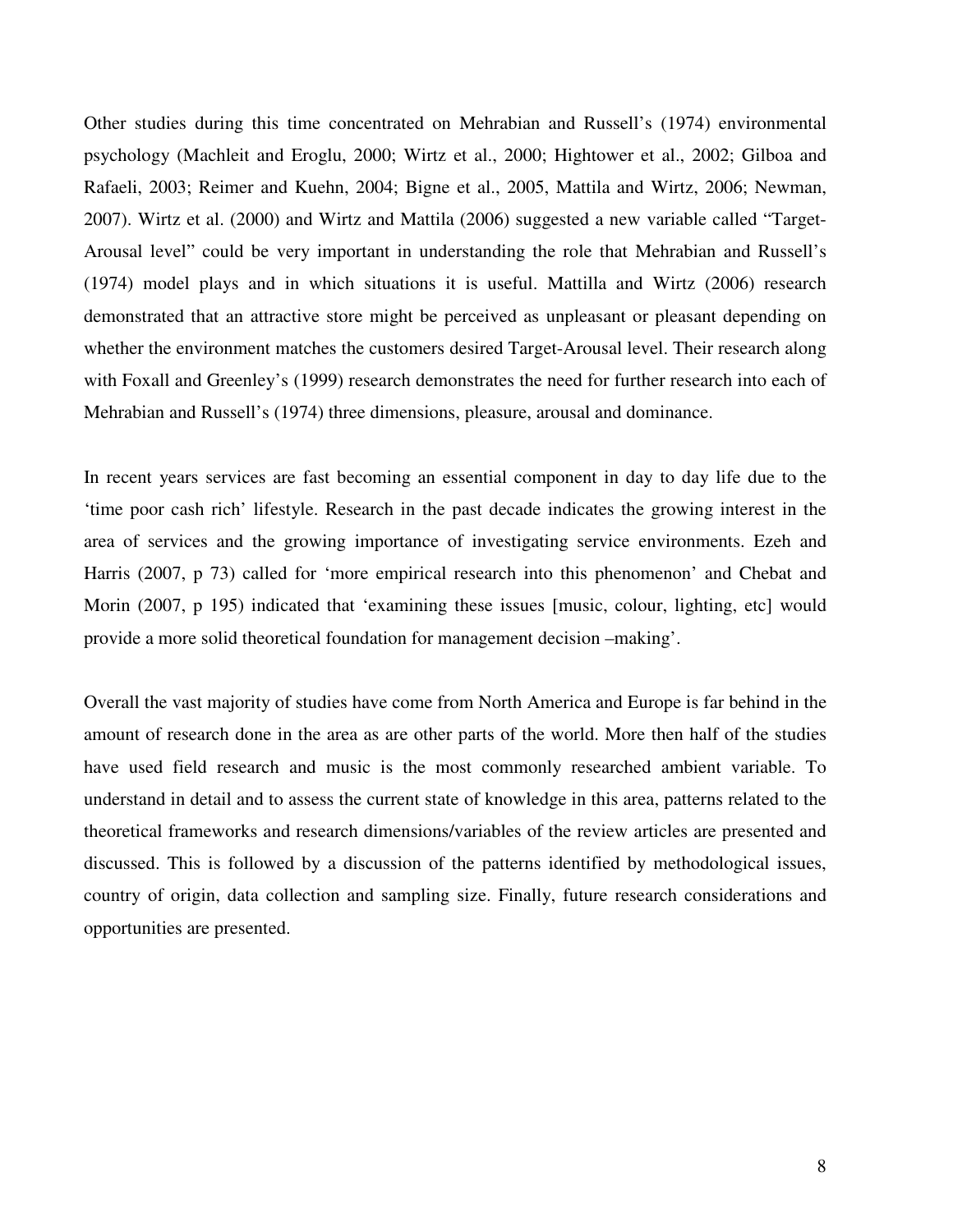Other studies during this time concentrated on Mehrabian and Russell's (1974) environmental psychology (Machleit and Eroglu, 2000; Wirtz et al., 2000; Hightower et al., 2002; Gilboa and Rafaeli, 2003; Reimer and Kuehn, 2004; Bigne et al., 2005, Mattila and Wirtz, 2006; Newman, 2007). Wirtz et al. (2000) and Wirtz and Mattila (2006) suggested a new variable called "Target-Arousal level" could be very important in understanding the role that Mehrabian and Russell's (1974) model plays and in which situations it is useful. Mattilla and Wirtz (2006) research demonstrated that an attractive store might be perceived as unpleasant or pleasant depending on whether the environment matches the customers desired Target-Arousal level. Their research along with Foxall and Greenley's (1999) research demonstrates the need for further research into each of Mehrabian and Russell's (1974) three dimensions, pleasure, arousal and dominance.

In recent years services are fast becoming an essential component in day to day life due to the 'time poor cash rich' lifestyle. Research in the past decade indicates the growing interest in the area of services and the growing importance of investigating service environments. Ezeh and Harris (2007, p 73) called for 'more empirical research into this phenomenon' and Chebat and Morin (2007, p 195) indicated that 'examining these issues [music, colour, lighting, etc] would provide a more solid theoretical foundation for management decision –making'.

Overall the vast majority of studies have come from North America and Europe is far behind in the amount of research done in the area as are other parts of the world. More then half of the studies have used field research and music is the most commonly researched ambient variable. To understand in detail and to assess the current state of knowledge in this area, patterns related to the theoretical frameworks and research dimensions/variables of the review articles are presented and discussed. This is followed by a discussion of the patterns identified by methodological issues, country of origin, data collection and sampling size. Finally, future research considerations and opportunities are presented.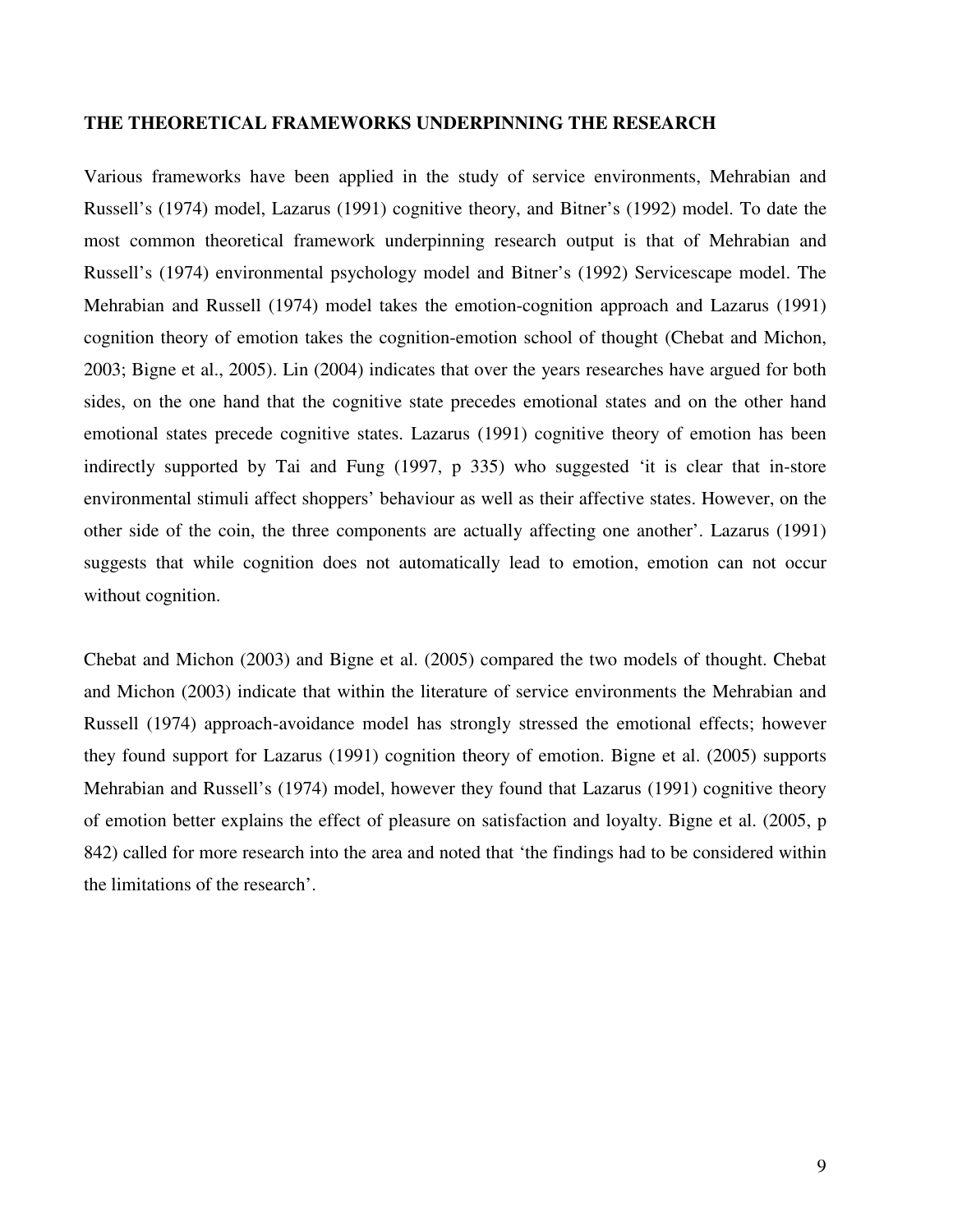**THE THEORETICAL FRAMEWORKS UNDERPINNING THE RESEARCH**

Various frameworks have been applied in the study of service environments, Mehrabian and Russell's (1974) model, Lazarus (1991) cognitive theory, and Bitner's (1992) model. To date the most common theoretical framework underpinning research output is that of Mehrabian and Russell's (1974) environmental psychology model and Bitner's (1992) Servicescape model. The Mehrabian and Russell (1974) model takes the emotion-cognition approach and Lazarus (1991) cognition theory of emotion takes the cognition-emotion school of thought (Chebat and Michon, 2003; Bigne et al., 2005). Lin (2004) indicates that over the years researches have argued for both sides, on the one hand that the cognitive state precedes emotional states and on the other hand emotional states precede cognitive states. Lazarus (1991) cognitive theory of emotion has been indirectly supported by Tai and Fung (1997, p 335) who suggested 'it is clear that in-store environmental stimuli affect shoppers' behaviour as well as their affective states. However, on the other side of the coin, the three components are actually affecting one another'. Lazarus (1991) suggests that while cognition does not automatically lead to emotion, emotion can not occur without cognition.

Chebat and Michon (2003) and Bigne et al. (2005) compared the two models of thought. Chebat and Michon (2003) indicate that within the literature of service environments the Mehrabian and Russell (1974) approach-avoidance model has strongly stressed the emotional effects; however they found support for Lazarus (1991) cognition theory of emotion. Bigne et al. (2005) supports Mehrabian and Russell's (1974) model, however they found that Lazarus (1991) cognitive theory of emotion better explains the effect of pleasure on satisfaction and loyalty. Bigne et al. (2005, p 842) called for more research into the area and noted that 'the findings had to be considered within the limitations of the research'.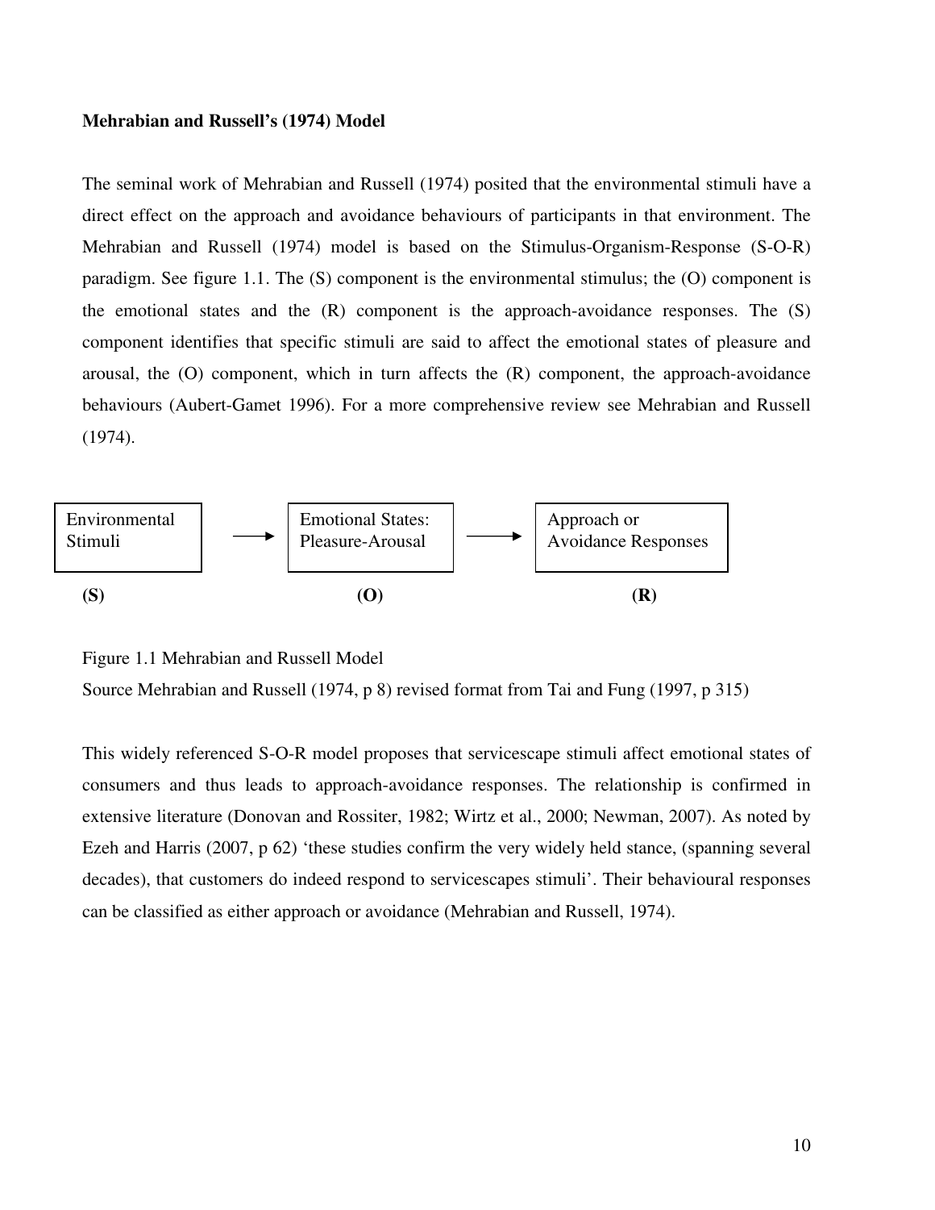**Mehrabian and Russell's (1974) Model**

The seminal work of Mehrabian and Russell (1974) posited that the environmental stimuli have a direct effect on the approach and avoidance behaviours of participants in that environment. The Mehrabian and Russell (1974) model is based on the Stimulus-Organism-Response (S-O-R) paradigm. See figure 1.1. The (S) component is the environmental stimulus; the (O) component is the emotional states and the (R) component is the approach-avoidance responses. The (S) component identifies that specific stimuli are said to affect the emotional states of pleasure and arousal, the (O) component, which in turn affects the (R) component, the approach-avoidance behaviours (Aubert-Gamet 1996). For a more comprehensive review see Mehrabian and Russell (1974).

| Environmental Stimuli | → | Emotional States: Pleasure-Arousal | → | Approach or Avoidance Responses |
|---|---|---|---|---|
| **(S)** | | **(O)** | | **(R)** |

Figure 1.1 Mehrabian and Russell Model

Source Mehrabian and Russell (1974, p 8) revised format from Tai and Fung (1997, p 315)

This widely referenced S-O-R model proposes that servicescape stimuli affect emotional states of consumers and thus leads to approach-avoidance responses. The relationship is confirmed in extensive literature (Donovan and Rossiter, 1982; Wirtz et al., 2000; Newman, 2007). As noted by Ezeh and Harris (2007, p 62) 'these studies confirm the very widely held stance, (spanning several decades), that customers do indeed respond to servicescapes stimuli'. Their behavioural responses can be classified as either approach or avoidance (Mehrabian and Russell, 1974).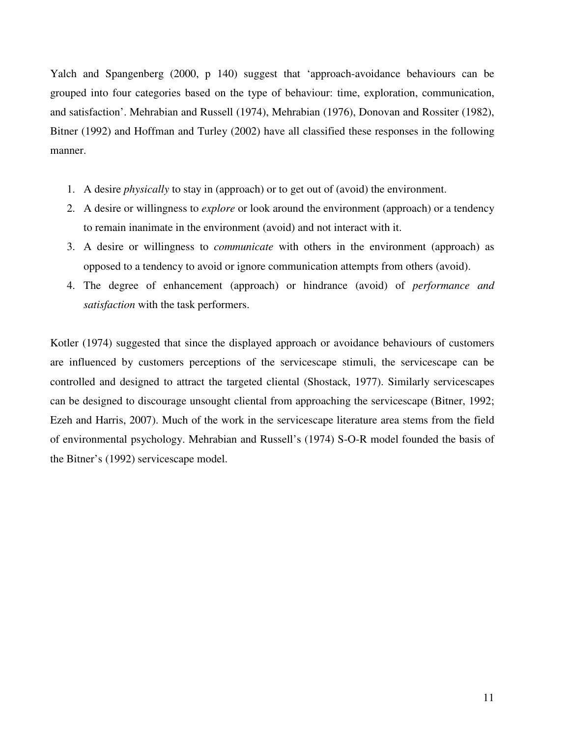Yalch and Spangenberg (2000, p 140) suggest that 'approach-avoidance behaviours can be grouped into four categories based on the type of behaviour: time, exploration, communication, and satisfaction'. Mehrabian and Russell (1974), Mehrabian (1976), Donovan and Rossiter (1982), Bitner (1992) and Hoffman and Turley (2002) have all classified these responses in the following manner.

1. A desire *physically* to stay in (approach) or to get out of (avoid) the environment.
2. A desire or willingness to *explore* or look around the environment (approach) or a tendency to remain inanimate in the environment (avoid) and not interact with it.
3. A desire or willingness to *communicate* with others in the environment (approach) as opposed to a tendency to avoid or ignore communication attempts from others (avoid).
4. The degree of enhancement (approach) or hindrance (avoid) of *performance and satisfaction* with the task performers.

Kotler (1974) suggested that since the displayed approach or avoidance behaviours of customers are influenced by customers perceptions of the servicescape stimuli, the servicescape can be controlled and designed to attract the targeted cliental (Shostack, 1977). Similarly servicescapes can be designed to discourage unsought cliental from approaching the servicescape (Bitner, 1992; Ezeh and Harris, 2007). Much of the work in the servicescape literature area stems from the field of environmental psychology. Mehrabian and Russell's (1974) S-O-R model founded the basis of the Bitner's (1992) servicescape model.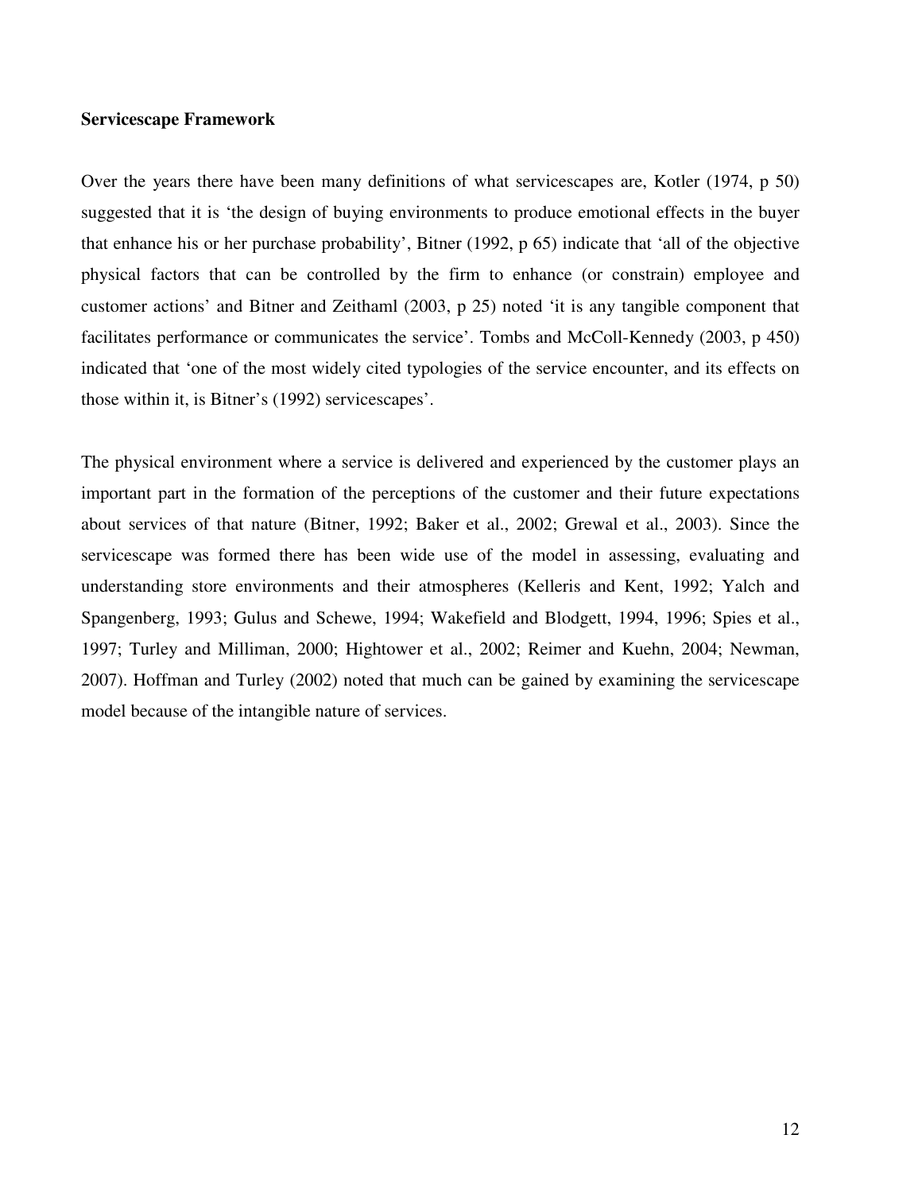**Servicescape Framework**

Over the years there have been many definitions of what servicescapes are, Kotler (1974, p 50) suggested that it is 'the design of buying environments to produce emotional effects in the buyer that enhance his or her purchase probability', Bitner (1992, p 65) indicate that 'all of the objective physical factors that can be controlled by the firm to enhance (or constrain) employee and customer actions' and Bitner and Zeithaml (2003, p 25) noted 'it is any tangible component that facilitates performance or communicates the service'. Tombs and McColl-Kennedy (2003, p 450) indicated that 'one of the most widely cited typologies of the service encounter, and its effects on those within it, is Bitner's (1992) servicescapes'.

The physical environment where a service is delivered and experienced by the customer plays an important part in the formation of the perceptions of the customer and their future expectations about services of that nature (Bitner, 1992; Baker et al., 2002; Grewal et al., 2003). Since the servicescape was formed there has been wide use of the model in assessing, evaluating and understanding store environments and their atmospheres (Kelleris and Kent, 1992; Yalch and Spangenberg, 1993; Gulus and Schewe, 1994; Wakefield and Blodgett, 1994, 1996; Spies et al., 1997; Turley and Milliman, 2000; Hightower et al., 2002; Reimer and Kuehn, 2004; Newman, 2007). Hoffman and Turley (2002) noted that much can be gained by examining the servicescape model because of the intangible nature of services.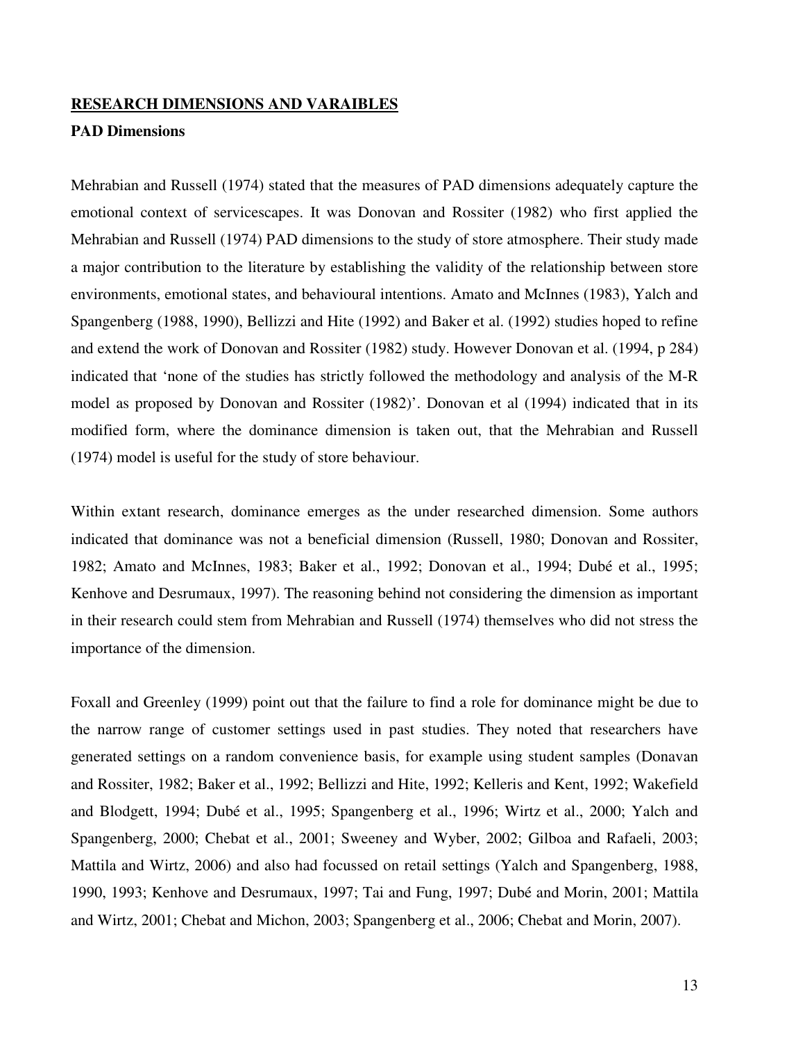## RESEARCH DIMENSIONS AND VARAIBLES

### PAD Dimensions

Mehrabian and Russell (1974) stated that the measures of PAD dimensions adequately capture the emotional context of servicescapes. It was Donovan and Rossiter (1982) who first applied the Mehrabian and Russell (1974) PAD dimensions to the study of store atmosphere. Their study made a major contribution to the literature by establishing the validity of the relationship between store environments, emotional states, and behavioural intentions. Amato and McInnes (1983), Yalch and Spangenberg (1988, 1990), Bellizzi and Hite (1992) and Baker et al. (1992) studies hoped to refine and extend the work of Donovan and Rossiter (1982) study. However Donovan et al. (1994, p 284) indicated that 'none of the studies has strictly followed the methodology and analysis of the M-R model as proposed by Donovan and Rossiter (1982)'. Donovan et al (1994) indicated that in its modified form, where the dominance dimension is taken out, that the Mehrabian and Russell (1974) model is useful for the study of store behaviour.

Within extant research, dominance emerges as the under researched dimension. Some authors indicated that dominance was not a beneficial dimension (Russell, 1980; Donovan and Rossiter, 1982; Amato and McInnes, 1983; Baker et al., 1992; Donovan et al., 1994; Dubé et al., 1995; Kenhove and Desrumaux, 1997). The reasoning behind not considering the dimension as important in their research could stem from Mehrabian and Russell (1974) themselves who did not stress the importance of the dimension.

Foxall and Greenley (1999) point out that the failure to find a role for dominance might be due to the narrow range of customer settings used in past studies. They noted that researchers have generated settings on a random convenience basis, for example using student samples (Donavan and Rossiter, 1982; Baker et al., 1992; Bellizzi and Hite, 1992; Kelleris and Kent, 1992; Wakefield and Blodgett, 1994; Dubé et al., 1995; Spangenberg et al., 1996; Wirtz et al., 2000; Yalch and Spangenberg, 2000; Chebat et al., 2001; Sweeney and Wyber, 2002; Gilboa and Rafaeli, 2003; Mattila and Wirtz, 2006) and also had focussed on retail settings (Yalch and Spangenberg, 1988, 1990, 1993; Kenhove and Desrumaux, 1997; Tai and Fung, 1997; Dubé and Morin, 2001; Mattila and Wirtz, 2001; Chebat and Michon, 2003; Spangenberg et al., 2006; Chebat and Morin, 2007).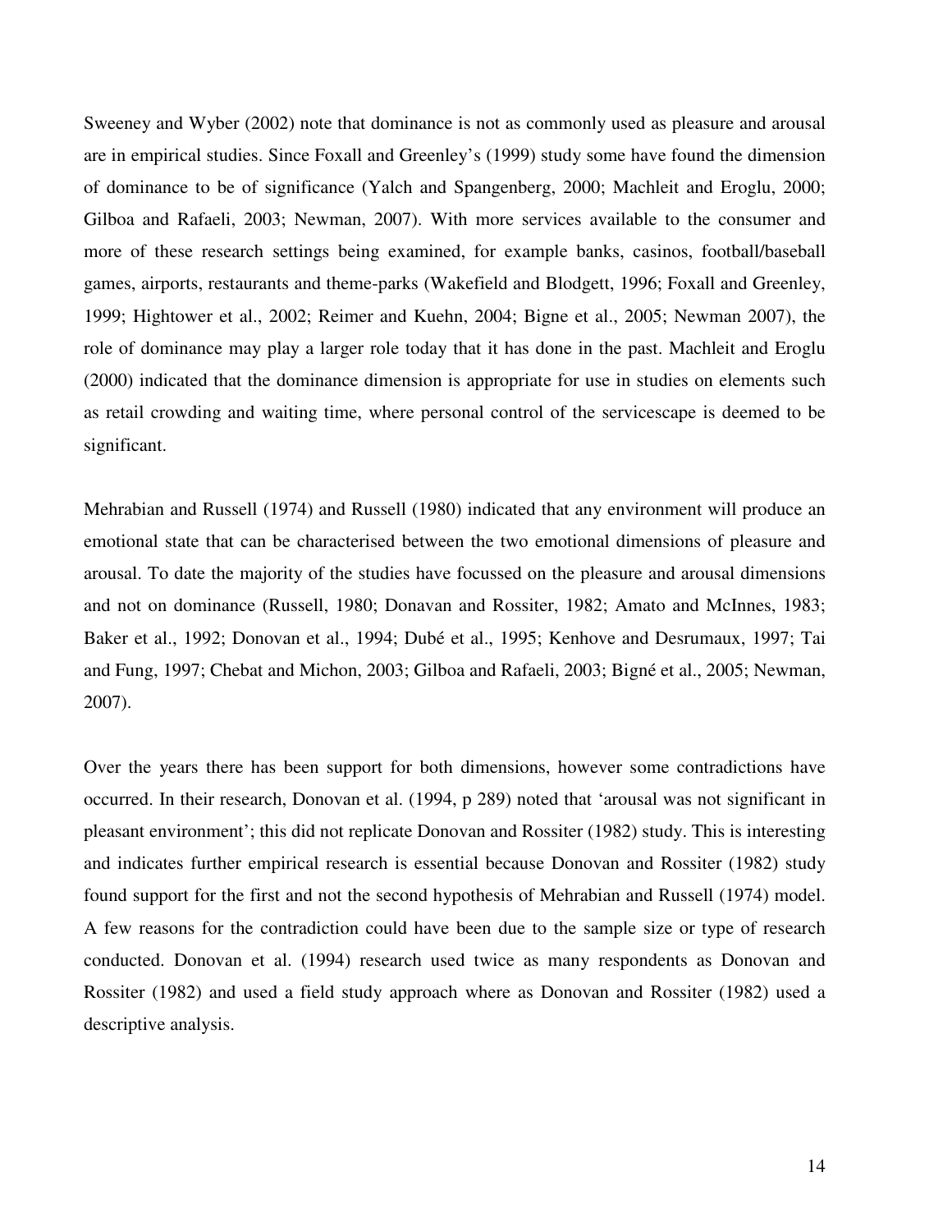Sweeney and Wyber (2002) note that dominance is not as commonly used as pleasure and arousal are in empirical studies. Since Foxall and Greenley's (1999) study some have found the dimension of dominance to be of significance (Yalch and Spangenberg, 2000; Machleit and Eroglu, 2000; Gilboa and Rafaeli, 2003; Newman, 2007). With more services available to the consumer and more of these research settings being examined, for example banks, casinos, football/baseball games, airports, restaurants and theme-parks (Wakefield and Blodgett, 1996; Foxall and Greenley, 1999; Hightower et al., 2002; Reimer and Kuehn, 2004; Bigne et al., 2005; Newman 2007), the role of dominance may play a larger role today that it has done in the past. Machleit and Eroglu (2000) indicated that the dominance dimension is appropriate for use in studies on elements such as retail crowding and waiting time, where personal control of the servicescape is deemed to be significant.

Mehrabian and Russell (1974) and Russell (1980) indicated that any environment will produce an emotional state that can be characterised between the two emotional dimensions of pleasure and arousal. To date the majority of the studies have focussed on the pleasure and arousal dimensions and not on dominance (Russell, 1980; Donavan and Rossiter, 1982; Amato and McInnes, 1983; Baker et al., 1992; Donovan et al., 1994; Dubé et al., 1995; Kenhove and Desrumaux, 1997; Tai and Fung, 1997; Chebat and Michon, 2003; Gilboa and Rafaeli, 2003; Bigné et al., 2005; Newman, 2007).

Over the years there has been support for both dimensions, however some contradictions have occurred. In their research, Donovan et al. (1994, p 289) noted that 'arousal was not significant in pleasant environment'; this did not replicate Donovan and Rossiter (1982) study. This is interesting and indicates further empirical research is essential because Donovan and Rossiter (1982) study found support for the first and not the second hypothesis of Mehrabian and Russell (1974) model. A few reasons for the contradiction could have been due to the sample size or type of research conducted. Donovan et al. (1994) research used twice as many respondents as Donovan and Rossiter (1982) and used a field study approach where as Donovan and Rossiter (1982) used a descriptive analysis.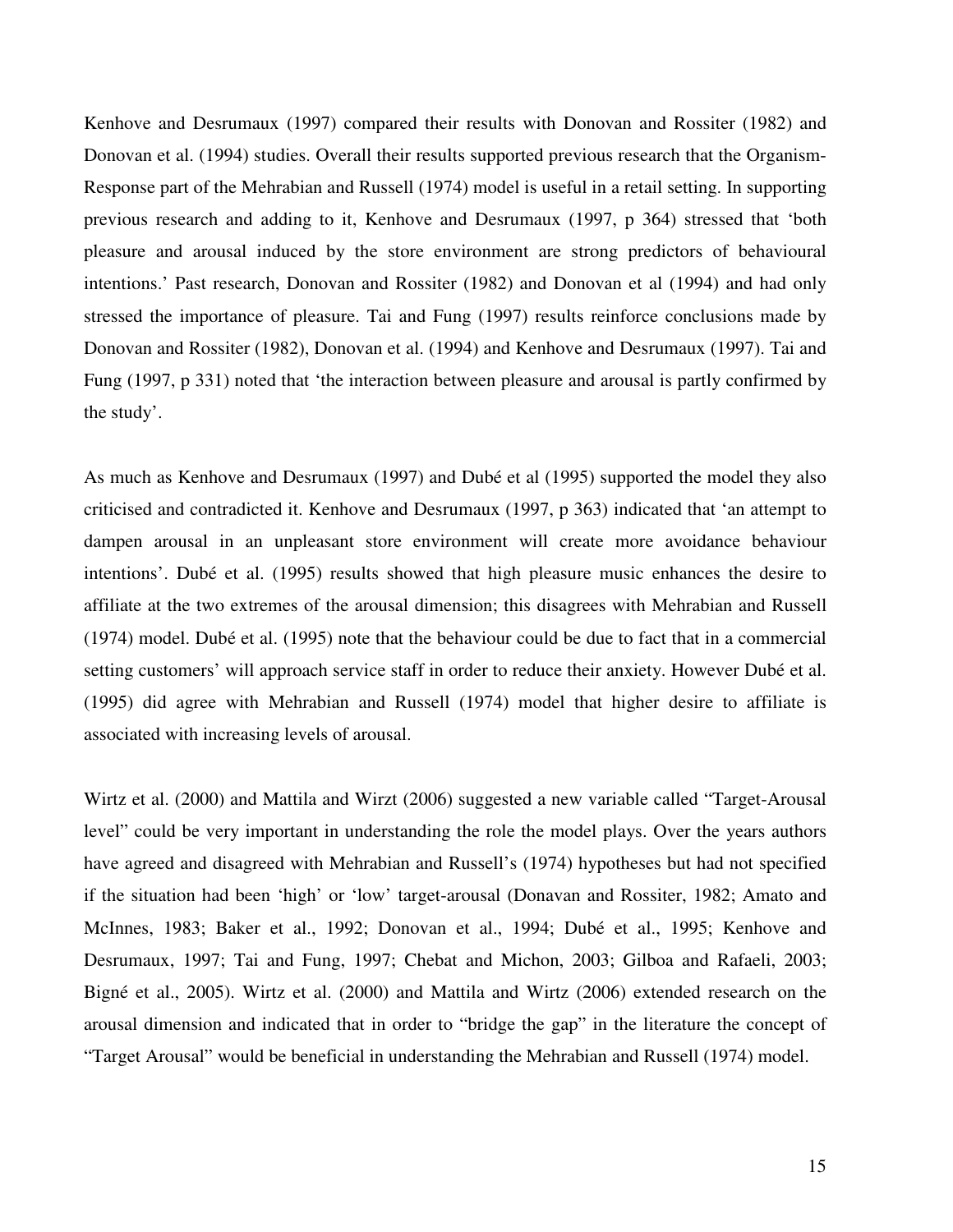Kenhove and Desrumaux (1997) compared their results with Donovan and Rossiter (1982) and Donovan et al. (1994) studies. Overall their results supported previous research that the Organism-Response part of the Mehrabian and Russell (1974) model is useful in a retail setting. In supporting previous research and adding to it, Kenhove and Desrumaux (1997, p 364) stressed that 'both pleasure and arousal induced by the store environment are strong predictors of behavioural intentions.' Past research, Donovan and Rossiter (1982) and Donovan et al (1994) and had only stressed the importance of pleasure. Tai and Fung (1997) results reinforce conclusions made by Donovan and Rossiter (1982), Donovan et al. (1994) and Kenhove and Desrumaux (1997). Tai and Fung (1997, p 331) noted that 'the interaction between pleasure and arousal is partly confirmed by the study'.

As much as Kenhove and Desrumaux (1997) and Dubé et al (1995) supported the model they also criticised and contradicted it. Kenhove and Desrumaux (1997, p 363) indicated that 'an attempt to dampen arousal in an unpleasant store environment will create more avoidance behaviour intentions'. Dubé et al. (1995) results showed that high pleasure music enhances the desire to affiliate at the two extremes of the arousal dimension; this disagrees with Mehrabian and Russell (1974) model. Dubé et al. (1995) note that the behaviour could be due to fact that in a commercial setting customers' will approach service staff in order to reduce their anxiety. However Dubé et al. (1995) did agree with Mehrabian and Russell (1974) model that higher desire to affiliate is associated with increasing levels of arousal.

Wirtz et al. (2000) and Mattila and Wirzt (2006) suggested a new variable called "Target-Arousal level" could be very important in understanding the role the model plays. Over the years authors have agreed and disagreed with Mehrabian and Russell's (1974) hypotheses but had not specified if the situation had been 'high' or 'low' target-arousal (Donavan and Rossiter, 1982; Amato and McInnes, 1983; Baker et al., 1992; Donovan et al., 1994; Dubé et al., 1995; Kenhove and Desrumaux, 1997; Tai and Fung, 1997; Chebat and Michon, 2003; Gilboa and Rafaeli, 2003; Bigné et al., 2005). Wirtz et al. (2000) and Mattila and Wirtz (2006) extended research on the arousal dimension and indicated that in order to "bridge the gap" in the literature the concept of "Target Arousal" would be beneficial in understanding the Mehrabian and Russell (1974) model.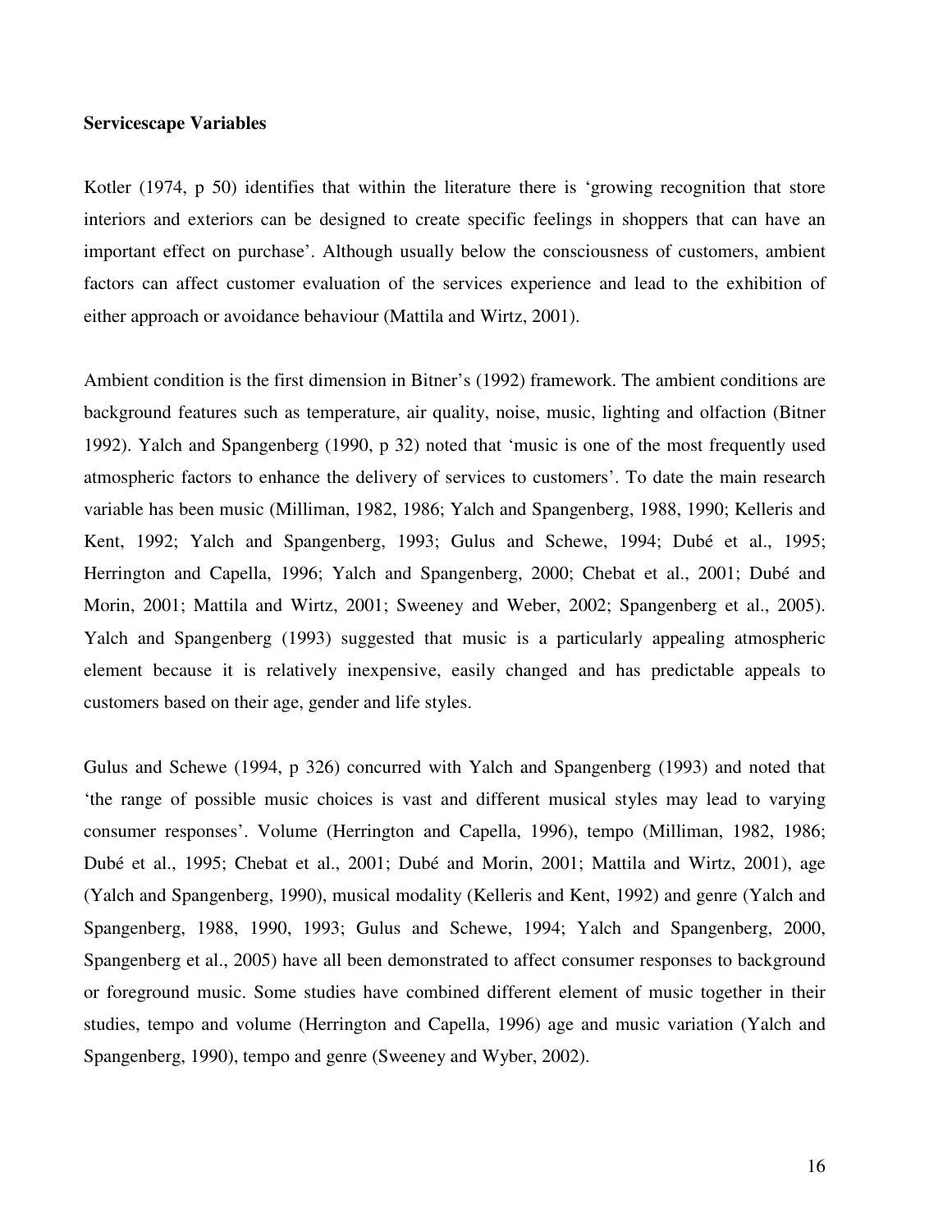**Servicescape Variables**

Kotler (1974, p 50) identifies that within the literature there is 'growing recognition that store interiors and exteriors can be designed to create specific feelings in shoppers that can have an important effect on purchase'. Although usually below the consciousness of customers, ambient factors can affect customer evaluation of the services experience and lead to the exhibition of either approach or avoidance behaviour (Mattila and Wirtz, 2001).

Ambient condition is the first dimension in Bitner's (1992) framework. The ambient conditions are background features such as temperature, air quality, noise, music, lighting and olfaction (Bitner 1992). Yalch and Spangenberg (1990, p 32) noted that 'music is one of the most frequently used atmospheric factors to enhance the delivery of services to customers'. To date the main research variable has been music (Milliman, 1982, 1986; Yalch and Spangenberg, 1988, 1990; Kelleris and Kent, 1992; Yalch and Spangenberg, 1993; Gulus and Schewe, 1994; Dubé et al., 1995; Herrington and Capella, 1996; Yalch and Spangenberg, 2000; Chebat et al., 2001; Dubé and Morin, 2001; Mattila and Wirtz, 2001; Sweeney and Weber, 2002; Spangenberg et al., 2005). Yalch and Spangenberg (1993) suggested that music is a particularly appealing atmospheric element because it is relatively inexpensive, easily changed and has predictable appeals to customers based on their age, gender and life styles.

Gulus and Schewe (1994, p 326) concurred with Yalch and Spangenberg (1993) and noted that 'the range of possible music choices is vast and different musical styles may lead to varying consumer responses'. Volume (Herrington and Capella, 1996), tempo (Milliman, 1982, 1986; Dubé et al., 1995; Chebat et al., 2001; Dubé and Morin, 2001; Mattila and Wirtz, 2001), age (Yalch and Spangenberg, 1990), musical modality (Kelleris and Kent, 1992) and genre (Yalch and Spangenberg, 1988, 1990, 1993; Gulus and Schewe, 1994; Yalch and Spangenberg, 2000, Spangenberg et al., 2005) have all been demonstrated to affect consumer responses to background or foreground music. Some studies have combined different element of music together in their studies, tempo and volume (Herrington and Capella, 1996) age and music variation (Yalch and Spangenberg, 1990), tempo and genre (Sweeney and Wyber, 2002).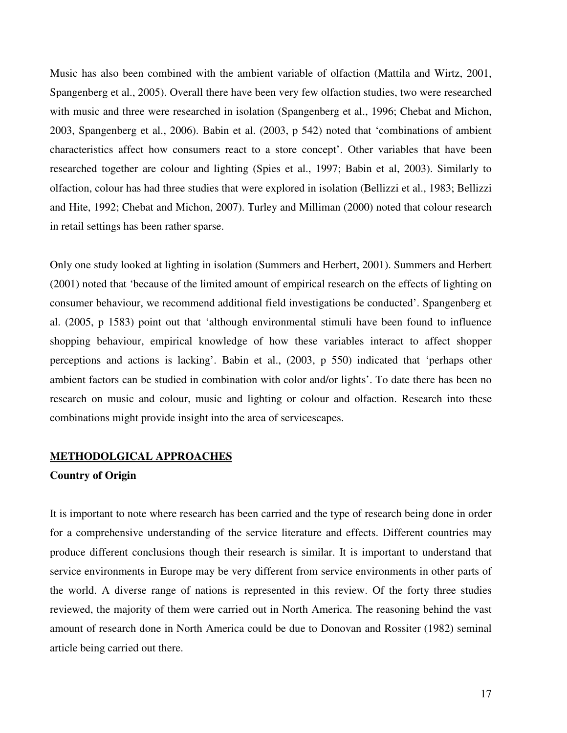Music has also been combined with the ambient variable of olfaction (Mattila and Wirtz, 2001, Spangenberg et al., 2005). Overall there have been very few olfaction studies, two were researched with music and three were researched in isolation (Spangenberg et al., 1996; Chebat and Michon, 2003, Spangenberg et al., 2006). Babin et al. (2003, p 542) noted that 'combinations of ambient characteristics affect how consumers react to a store concept'. Other variables that have been researched together are colour and lighting (Spies et al., 1997; Babin et al, 2003). Similarly to olfaction, colour has had three studies that were explored in isolation (Bellizzi et al., 1983; Bellizzi and Hite, 1992; Chebat and Michon, 2007). Turley and Milliman (2000) noted that colour research in retail settings has been rather sparse.

Only one study looked at lighting in isolation (Summers and Herbert, 2001). Summers and Herbert (2001) noted that 'because of the limited amount of empirical research on the effects of lighting on consumer behaviour, we recommend additional field investigations be conducted'. Spangenberg et al. (2005, p 1583) point out that 'although environmental stimuli have been found to influence shopping behaviour, empirical knowledge of how these variables interact to affect shopper perceptions and actions is lacking'. Babin et al., (2003, p 550) indicated that 'perhaps other ambient factors can be studied in combination with color and/or lights'. To date there has been no research on music and colour, music and lighting or colour and olfaction. Research into these combinations might provide insight into the area of servicescapes.

## METHODOLGICAL APPROACHES

### Country of Origin

It is important to note where research has been carried and the type of research being done in order for a comprehensive understanding of the service literature and effects. Different countries may produce different conclusions though their research is similar. It is important to understand that service environments in Europe may be very different from service environments in other parts of the world. A diverse range of nations is represented in this review. Of the forty three studies reviewed, the majority of them were carried out in North America. The reasoning behind the vast amount of research done in North America could be due to Donovan and Rossiter (1982) seminal article being carried out there.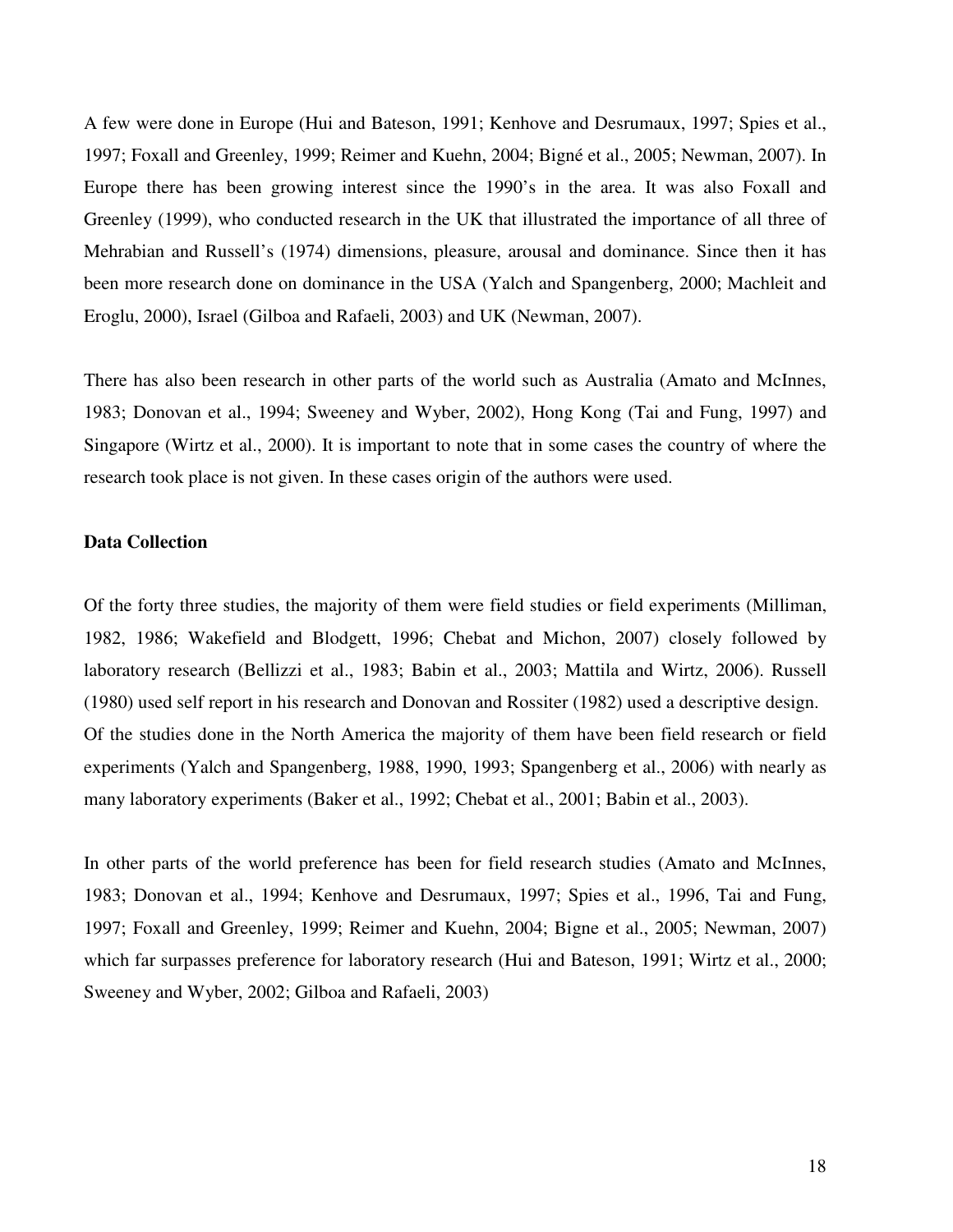A few were done in Europe (Hui and Bateson, 1991; Kenhove and Desrumaux, 1997; Spies et al., 1997; Foxall and Greenley, 1999; Reimer and Kuehn, 2004; Bigné et al., 2005; Newman, 2007). In Europe there has been growing interest since the 1990's in the area. It was also Foxall and Greenley (1999), who conducted research in the UK that illustrated the importance of all three of Mehrabian and Russell's (1974) dimensions, pleasure, arousal and dominance. Since then it has been more research done on dominance in the USA (Yalch and Spangenberg, 2000; Machleit and Eroglu, 2000), Israel (Gilboa and Rafaeli, 2003) and UK (Newman, 2007).

There has also been research in other parts of the world such as Australia (Amato and McInnes, 1983; Donovan et al., 1994; Sweeney and Wyber, 2002), Hong Kong (Tai and Fung, 1997) and Singapore (Wirtz et al., 2000). It is important to note that in some cases the country of where the research took place is not given. In these cases origin of the authors were used.

**Data Collection**

Of the forty three studies, the majority of them were field studies or field experiments (Milliman, 1982, 1986; Wakefield and Blodgett, 1996; Chebat and Michon, 2007) closely followed by laboratory research (Bellizzi et al., 1983; Babin et al., 2003; Mattila and Wirtz, 2006). Russell (1980) used self report in his research and Donovan and Rossiter (1982) used a descriptive design. Of the studies done in the North America the majority of them have been field research or field experiments (Yalch and Spangenberg, 1988, 1990, 1993; Spangenberg et al., 2006) with nearly as many laboratory experiments (Baker et al., 1992; Chebat et al., 2001; Babin et al., 2003).

In other parts of the world preference has been for field research studies (Amato and McInnes, 1983; Donovan et al., 1994; Kenhove and Desrumaux, 1997; Spies et al., 1996, Tai and Fung, 1997; Foxall and Greenley, 1999; Reimer and Kuehn, 2004; Bigne et al., 2005; Newman, 2007) which far surpasses preference for laboratory research (Hui and Bateson, 1991; Wirtz et al., 2000; Sweeney and Wyber, 2002; Gilboa and Rafaeli, 2003)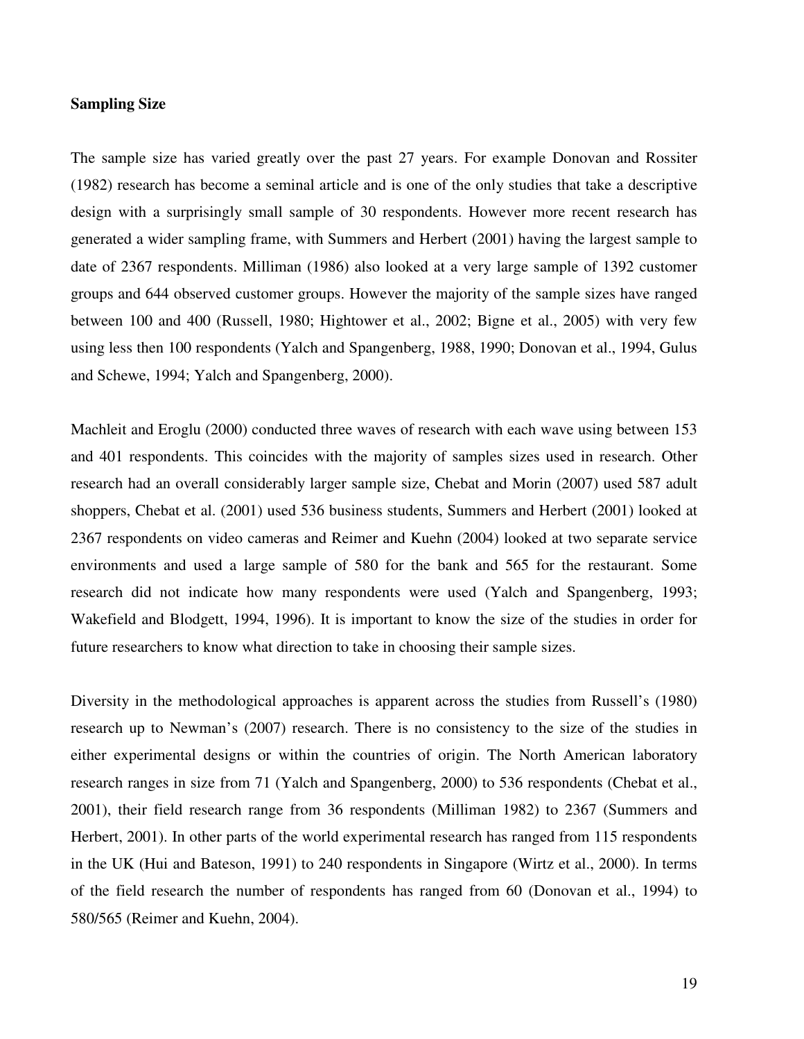**Sampling Size**

The sample size has varied greatly over the past 27 years. For example Donovan and Rossiter (1982) research has become a seminal article and is one of the only studies that take a descriptive design with a surprisingly small sample of 30 respondents. However more recent research has generated a wider sampling frame, with Summers and Herbert (2001) having the largest sample to date of 2367 respondents. Milliman (1986) also looked at a very large sample of 1392 customer groups and 644 observed customer groups. However the majority of the sample sizes have ranged between 100 and 400 (Russell, 1980; Hightower et al., 2002; Bigne et al., 2005) with very few using less then 100 respondents (Yalch and Spangenberg, 1988, 1990; Donovan et al., 1994, Gulus and Schewe, 1994; Yalch and Spangenberg, 2000).

Machleit and Eroglu (2000) conducted three waves of research with each wave using between 153 and 401 respondents. This coincides with the majority of samples sizes used in research. Other research had an overall considerably larger sample size, Chebat and Morin (2007) used 587 adult shoppers, Chebat et al. (2001) used 536 business students, Summers and Herbert (2001) looked at 2367 respondents on video cameras and Reimer and Kuehn (2004) looked at two separate service environments and used a large sample of 580 for the bank and 565 for the restaurant. Some research did not indicate how many respondents were used (Yalch and Spangenberg, 1993; Wakefield and Blodgett, 1994, 1996). It is important to know the size of the studies in order for future researchers to know what direction to take in choosing their sample sizes.

Diversity in the methodological approaches is apparent across the studies from Russell's (1980) research up to Newman's (2007) research. There is no consistency to the size of the studies in either experimental designs or within the countries of origin. The North American laboratory research ranges in size from 71 (Yalch and Spangenberg, 2000) to 536 respondents (Chebat et al., 2001), their field research range from 36 respondents (Milliman 1982) to 2367 (Summers and Herbert, 2001). In other parts of the world experimental research has ranged from 115 respondents in the UK (Hui and Bateson, 1991) to 240 respondents in Singapore (Wirtz et al., 2000). In terms of the field research the number of respondents has ranged from 60 (Donovan et al., 1994) to 580/565 (Reimer and Kuehn, 2004).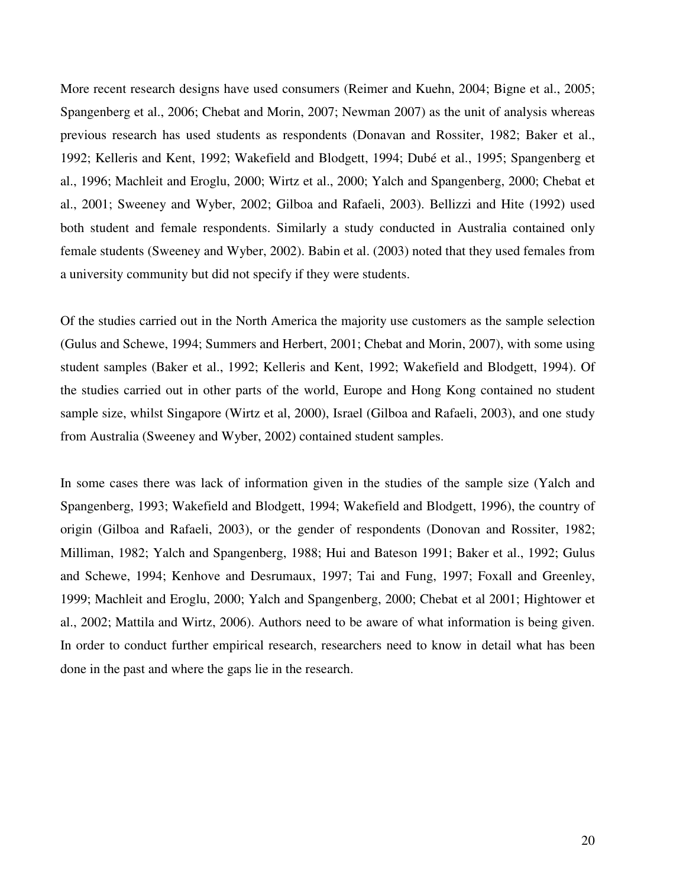More recent research designs have used consumers (Reimer and Kuehn, 2004; Bigne et al., 2005; Spangenberg et al., 2006; Chebat and Morin, 2007; Newman 2007) as the unit of analysis whereas previous research has used students as respondents (Donavan and Rossiter, 1982; Baker et al., 1992; Kelleris and Kent, 1992; Wakefield and Blodgett, 1994; Dubé et al., 1995; Spangenberg et al., 1996; Machleit and Eroglu, 2000; Wirtz et al., 2000; Yalch and Spangenberg, 2000; Chebat et al., 2001; Sweeney and Wyber, 2002; Gilboa and Rafaeli, 2003). Bellizzi and Hite (1992) used both student and female respondents. Similarly a study conducted in Australia contained only female students (Sweeney and Wyber, 2002). Babin et al. (2003) noted that they used females from a university community but did not specify if they were students.

Of the studies carried out in the North America the majority use customers as the sample selection (Gulus and Schewe, 1994; Summers and Herbert, 2001; Chebat and Morin, 2007), with some using student samples (Baker et al., 1992; Kelleris and Kent, 1992; Wakefield and Blodgett, 1994). Of the studies carried out in other parts of the world, Europe and Hong Kong contained no student sample size, whilst Singapore (Wirtz et al, 2000), Israel (Gilboa and Rafaeli, 2003), and one study from Australia (Sweeney and Wyber, 2002) contained student samples.

In some cases there was lack of information given in the studies of the sample size (Yalch and Spangenberg, 1993; Wakefield and Blodgett, 1994; Wakefield and Blodgett, 1996), the country of origin (Gilboa and Rafaeli, 2003), or the gender of respondents (Donovan and Rossiter, 1982; Milliman, 1982; Yalch and Spangenberg, 1988; Hui and Bateson 1991; Baker et al., 1992; Gulus and Schewe, 1994; Kenhove and Desrumaux, 1997; Tai and Fung, 1997; Foxall and Greenley, 1999; Machleit and Eroglu, 2000; Yalch and Spangenberg, 2000; Chebat et al 2001; Hightower et al., 2002; Mattila and Wirtz, 2006). Authors need to be aware of what information is being given. In order to conduct further empirical research, researchers need to know in detail what has been done in the past and where the gaps lie in the research.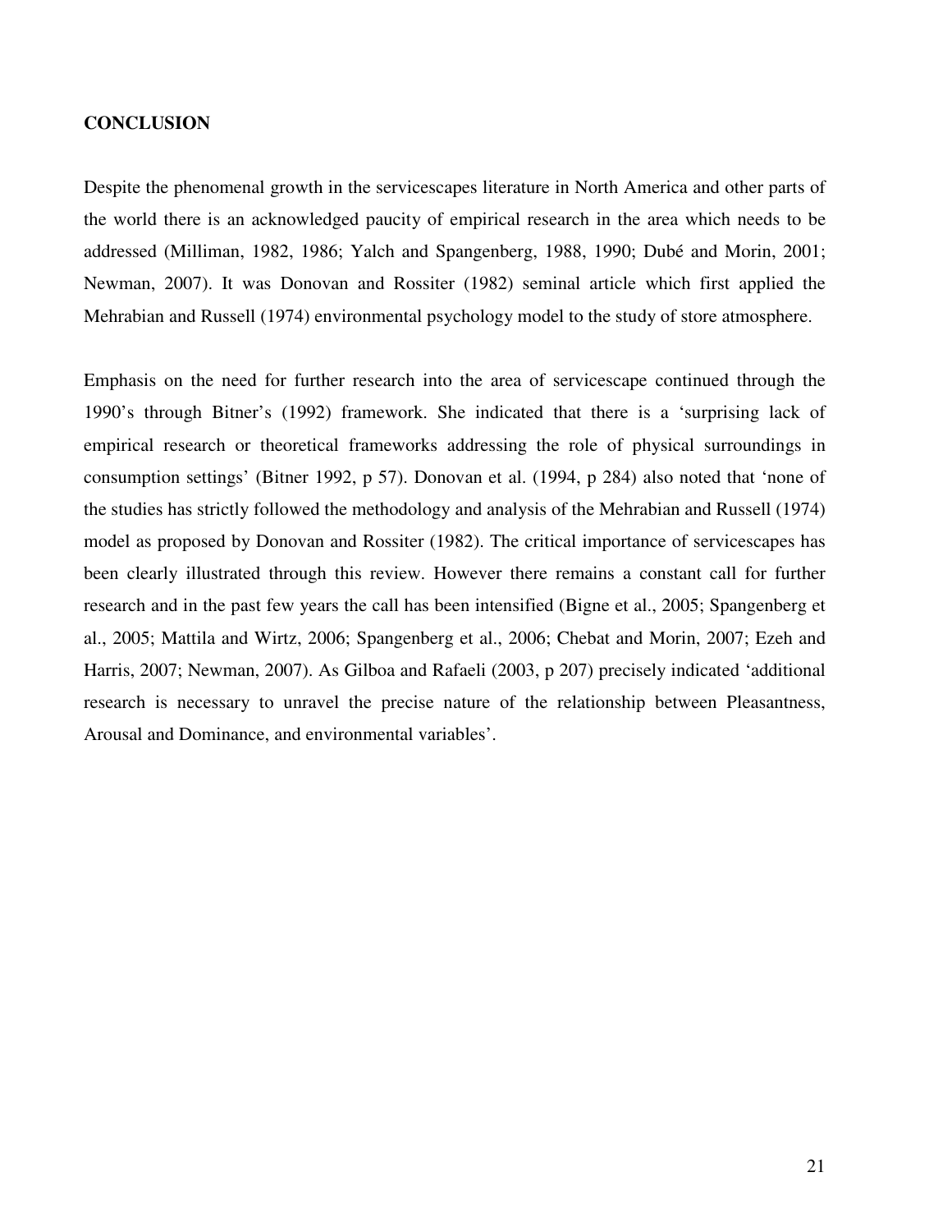## CONCLUSION

Despite the phenomenal growth in the servicescapes literature in North America and other parts of the world there is an acknowledged paucity of empirical research in the area which needs to be addressed (Milliman, 1982, 1986; Yalch and Spangenberg, 1988, 1990; Dubé and Morin, 2001; Newman, 2007). It was Donovan and Rossiter (1982) seminal article which first applied the Mehrabian and Russell (1974) environmental psychology model to the study of store atmosphere.

Emphasis on the need for further research into the area of servicescape continued through the 1990's through Bitner's (1992) framework. She indicated that there is a 'surprising lack of empirical research or theoretical frameworks addressing the role of physical surroundings in consumption settings' (Bitner 1992, p 57). Donovan et al. (1994, p 284) also noted that 'none of the studies has strictly followed the methodology and analysis of the Mehrabian and Russell (1974) model as proposed by Donovan and Rossiter (1982). The critical importance of servicescapes has been clearly illustrated through this review. However there remains a constant call for further research and in the past few years the call has been intensified (Bigne et al., 2005; Spangenberg et al., 2005; Mattila and Wirtz, 2006; Spangenberg et al., 2006; Chebat and Morin, 2007; Ezeh and Harris, 2007; Newman, 2007). As Gilboa and Rafaeli (2003, p 207) precisely indicated 'additional research is necessary to unravel the precise nature of the relationship between Pleasantness, Arousal and Dominance, and environmental variables'.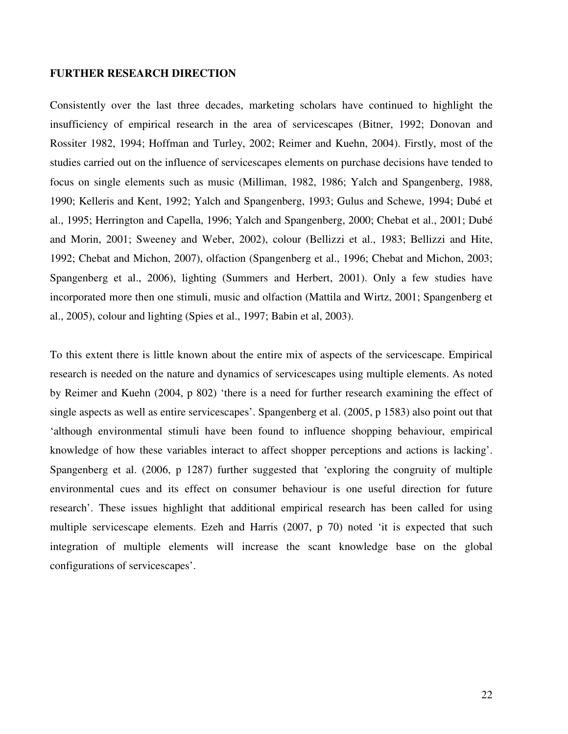**FURTHER RESEARCH DIRECTION**

Consistently over the last three decades, marketing scholars have continued to highlight the insufficiency of empirical research in the area of servicescapes (Bitner, 1992; Donovan and Rossiter 1982, 1994; Hoffman and Turley, 2002; Reimer and Kuehn, 2004). Firstly, most of the studies carried out on the influence of servicescapes elements on purchase decisions have tended to focus on single elements such as music (Milliman, 1982, 1986; Yalch and Spangenberg, 1988, 1990; Kelleris and Kent, 1992; Yalch and Spangenberg, 1993; Gulus and Schewe, 1994; Dubé et al., 1995; Herrington and Capella, 1996; Yalch and Spangenberg, 2000; Chebat et al., 2001; Dubé and Morin, 2001; Sweeney and Weber, 2002), colour (Bellizzi et al., 1983; Bellizzi and Hite, 1992; Chebat and Michon, 2007), olfaction (Spangenberg et al., 1996; Chebat and Michon, 2003; Spangenberg et al., 2006), lighting (Summers and Herbert, 2001). Only a few studies have incorporated more then one stimuli, music and olfaction (Mattila and Wirtz, 2001; Spangenberg et al., 2005), colour and lighting (Spies et al., 1997; Babin et al, 2003).

To this extent there is little known about the entire mix of aspects of the servicescape. Empirical research is needed on the nature and dynamics of servicescapes using multiple elements. As noted by Reimer and Kuehn (2004, p 802) 'there is a need for further research examining the effect of single aspects as well as entire servicescapes'. Spangenberg et al. (2005, p 1583) also point out that 'although environmental stimuli have been found to influence shopping behaviour, empirical knowledge of how these variables interact to affect shopper perceptions and actions is lacking'. Spangenberg et al. (2006, p 1287) further suggested that 'exploring the congruity of multiple environmental cues and its effect on consumer behaviour is one useful direction for future research'. These issues highlight that additional empirical research has been called for using multiple servicescape elements. Ezeh and Harris (2007, p 70) noted 'it is expected that such integration of multiple elements will increase the scant knowledge base on the global configurations of servicescapes'.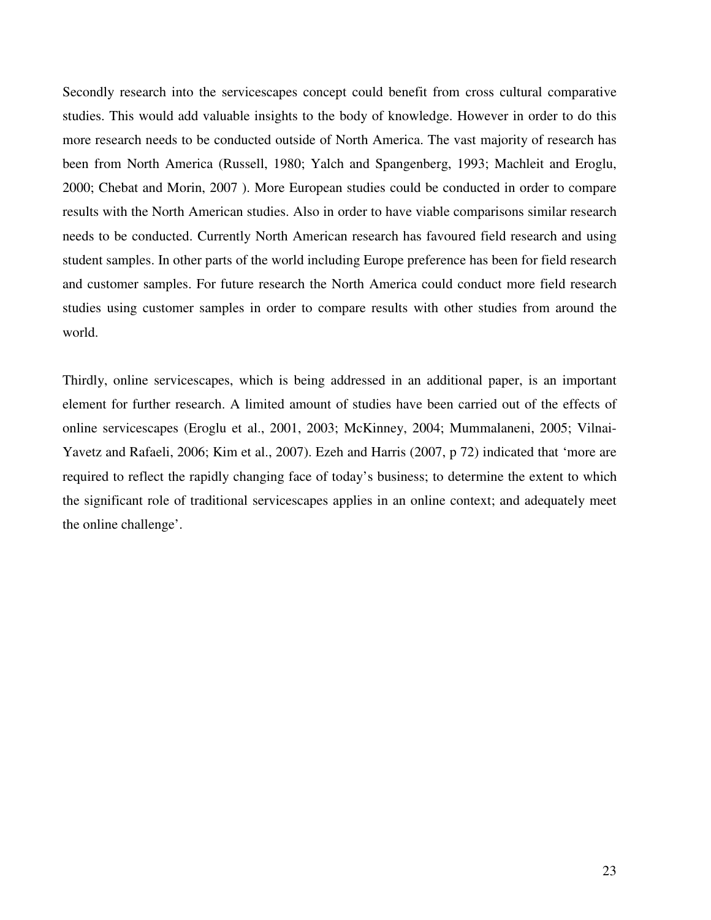Secondly research into the servicescapes concept could benefit from cross cultural comparative studies. This would add valuable insights to the body of knowledge. However in order to do this more research needs to be conducted outside of North America. The vast majority of research has been from North America (Russell, 1980; Yalch and Spangenberg, 1993; Machleit and Eroglu, 2000; Chebat and Morin, 2007 ). More European studies could be conducted in order to compare results with the North American studies. Also in order to have viable comparisons similar research needs to be conducted. Currently North American research has favoured field research and using student samples. In other parts of the world including Europe preference has been for field research and customer samples. For future research the North America could conduct more field research studies using customer samples in order to compare results with other studies from around the world.

Thirdly, online servicescapes, which is being addressed in an additional paper, is an important element for further research. A limited amount of studies have been carried out of the effects of online servicescapes (Eroglu et al., 2001, 2003; McKinney, 2004; Mummalaneni, 2005; Vilnai-Yavetz and Rafaeli, 2006; Kim et al., 2007). Ezeh and Harris (2007, p 72) indicated that 'more are required to reflect the rapidly changing face of today's business; to determine the extent to which the significant role of traditional servicescapes applies in an online context; and adequately meet the online challenge'.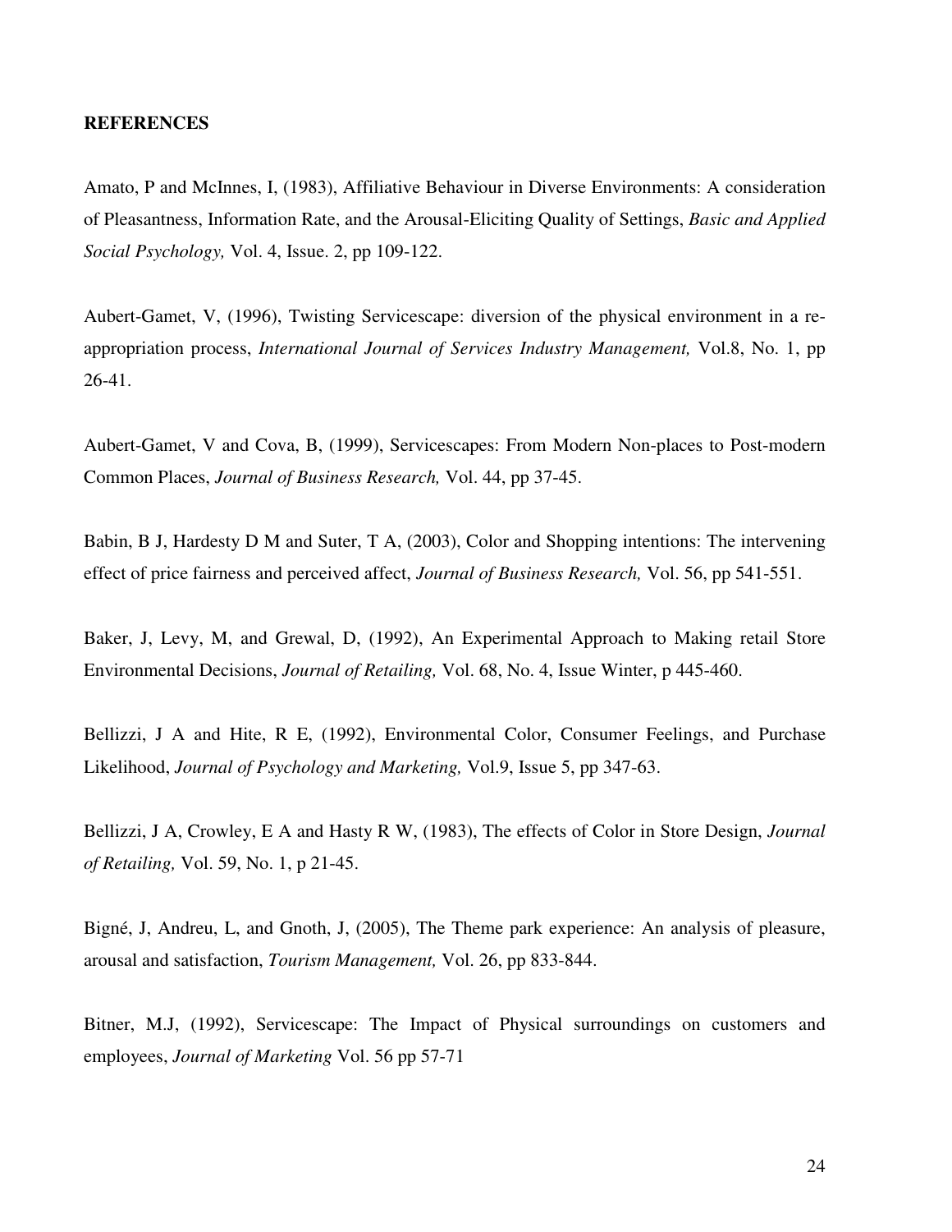**REFERENCES**

Amato, P and McInnes, I, (1983), Affiliative Behaviour in Diverse Environments: A consideration of Pleasantness, Information Rate, and the Arousal-Eliciting Quality of Settings, *Basic and Applied Social Psychology,* Vol. 4, Issue. 2, pp 109-122.

Aubert-Gamet, V, (1996), Twisting Servicescape: diversion of the physical environment in a re-appropriation process, *International Journal of Services Industry Management,* Vol.8, No. 1, pp 26-41.

Aubert-Gamet, V and Cova, B, (1999), Servicescapes: From Modern Non-places to Post-modern Common Places, *Journal of Business Research,* Vol. 44, pp 37-45.

Babin, B J, Hardesty D M and Suter, T A, (2003), Color and Shopping intentions: The intervening effect of price fairness and perceived affect, *Journal of Business Research,* Vol. 56, pp 541-551.

Baker, J, Levy, M, and Grewal, D, (1992), An Experimental Approach to Making retail Store Environmental Decisions, *Journal of Retailing,* Vol. 68, No. 4, Issue Winter, p 445-460.

Bellizzi, J A and Hite, R E, (1992), Environmental Color, Consumer Feelings, and Purchase Likelihood, *Journal of Psychology and Marketing,* Vol.9, Issue 5, pp 347-63.

Bellizzi, J A, Crowley, E A and Hasty R W, (1983), The effects of Color in Store Design, *Journal of Retailing,* Vol. 59, No. 1, p 21-45.

Bigné, J, Andreu, L, and Gnoth, J, (2005), The Theme park experience: An analysis of pleasure, arousal and satisfaction, *Tourism Management,* Vol. 26, pp 833-844.

Bitner, M.J, (1992), Servicescape: The Impact of Physical surroundings on customers and employees, *Journal of Marketing* Vol. 56 pp 57-71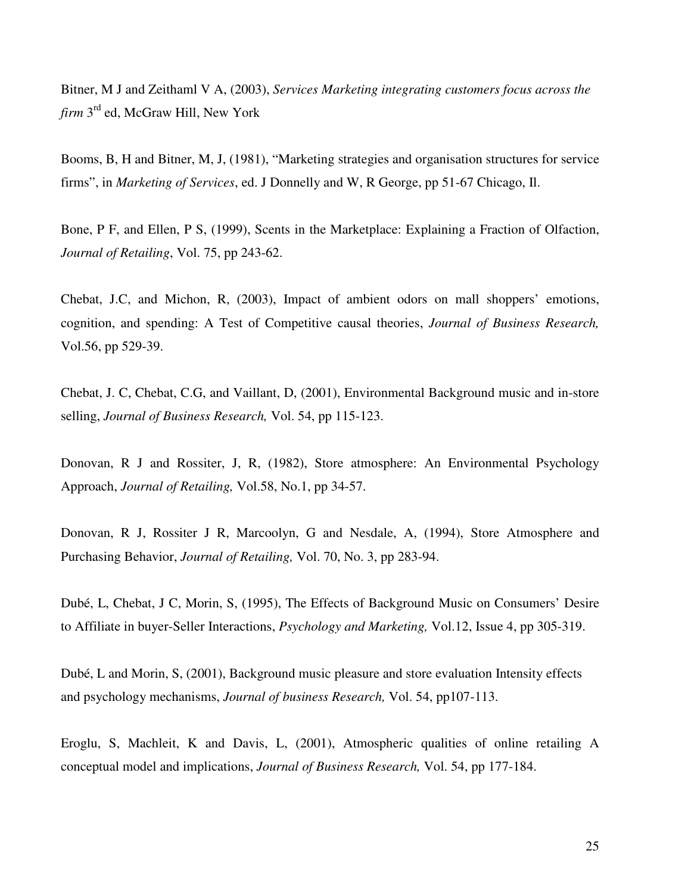Bitner, M J and Zeithaml V A, (2003), *Services Marketing integrating customers focus across the firm* 3rd ed, McGraw Hill, New York

Booms, B, H and Bitner, M, J, (1981), "Marketing strategies and organisation structures for service firms", in *Marketing of Services*, ed. J Donnelly and W, R George, pp 51-67 Chicago, Il.

Bone, P F, and Ellen, P S, (1999), Scents in the Marketplace: Explaining a Fraction of Olfaction, *Journal of Retailing*, Vol. 75, pp 243-62.

Chebat, J.C, and Michon, R, (2003), Impact of ambient odors on mall shoppers' emotions, cognition, and spending: A Test of Competitive causal theories, *Journal of Business Research,* Vol.56, pp 529-39.

Chebat, J. C, Chebat, C.G, and Vaillant, D, (2001), Environmental Background music and in-store selling, *Journal of Business Research,* Vol. 54, pp 115-123.

Donovan, R J and Rossiter, J, R, (1982), Store atmosphere: An Environmental Psychology Approach, *Journal of Retailing,* Vol.58, No.1, pp 34-57.

Donovan, R J, Rossiter J R, Marcoolyn, G and Nesdale, A, (1994), Store Atmosphere and Purchasing Behavior, *Journal of Retailing,* Vol. 70, No. 3, pp 283-94.

Dubé, L, Chebat, J C, Morin, S, (1995), The Effects of Background Music on Consumers' Desire to Affiliate in buyer-Seller Interactions, *Psychology and Marketing,* Vol.12, Issue 4, pp 305-319.

Dubé, L and Morin, S, (2001), Background music pleasure and store evaluation Intensity effects and psychology mechanisms, *Journal of business Research,* Vol. 54, pp107-113.

Eroglu, S, Machleit, K and Davis, L, (2001), Atmospheric qualities of online retailing A conceptual model and implications, *Journal of Business Research,* Vol. 54, pp 177-184.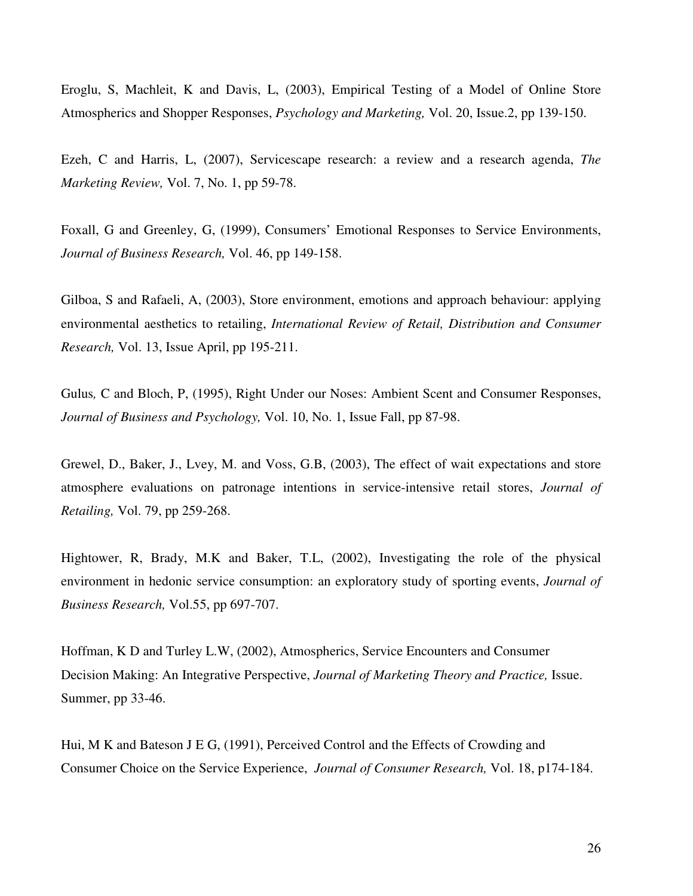Eroglu, S, Machleit, K and Davis, L, (2003), Empirical Testing of a Model of Online Store Atmospherics and Shopper Responses, *Psychology and Marketing,* Vol. 20, Issue.2, pp 139-150.

Ezeh, C and Harris, L, (2007), Servicescape research: a review and a research agenda, *The Marketing Review,* Vol. 7, No. 1, pp 59-78.

Foxall, G and Greenley, G, (1999), Consumers' Emotional Responses to Service Environments, *Journal of Business Research,* Vol. 46, pp 149-158.

Gilboa, S and Rafaeli, A, (2003), Store environment, emotions and approach behaviour: applying environmental aesthetics to retailing, *International Review of Retail, Distribution and Consumer Research,* Vol. 13, Issue April, pp 195-211.

Gulus*,* C and Bloch, P, (1995), Right Under our Noses: Ambient Scent and Consumer Responses, *Journal of Business and Psychology,* Vol. 10, No. 1, Issue Fall, pp 87-98.

Grewel, D., Baker, J., Lvey, M. and Voss, G.B, (2003), The effect of wait expectations and store atmosphere evaluations on patronage intentions in service-intensive retail stores, *Journal of Retailing,* Vol. 79, pp 259-268.

Hightower, R, Brady, M.K and Baker, T.L, (2002), Investigating the role of the physical environment in hedonic service consumption: an exploratory study of sporting events, *Journal of Business Research,* Vol.55, pp 697-707.

Hoffman, K D and Turley L.W, (2002), Atmospherics, Service Encounters and Consumer Decision Making: An Integrative Perspective, *Journal of Marketing Theory and Practice,* Issue. Summer, pp 33-46.

Hui, M K and Bateson J E G, (1991), Perceived Control and the Effects of Crowding and Consumer Choice on the Service Experience, *Journal of Consumer Research,* Vol. 18, p174-184.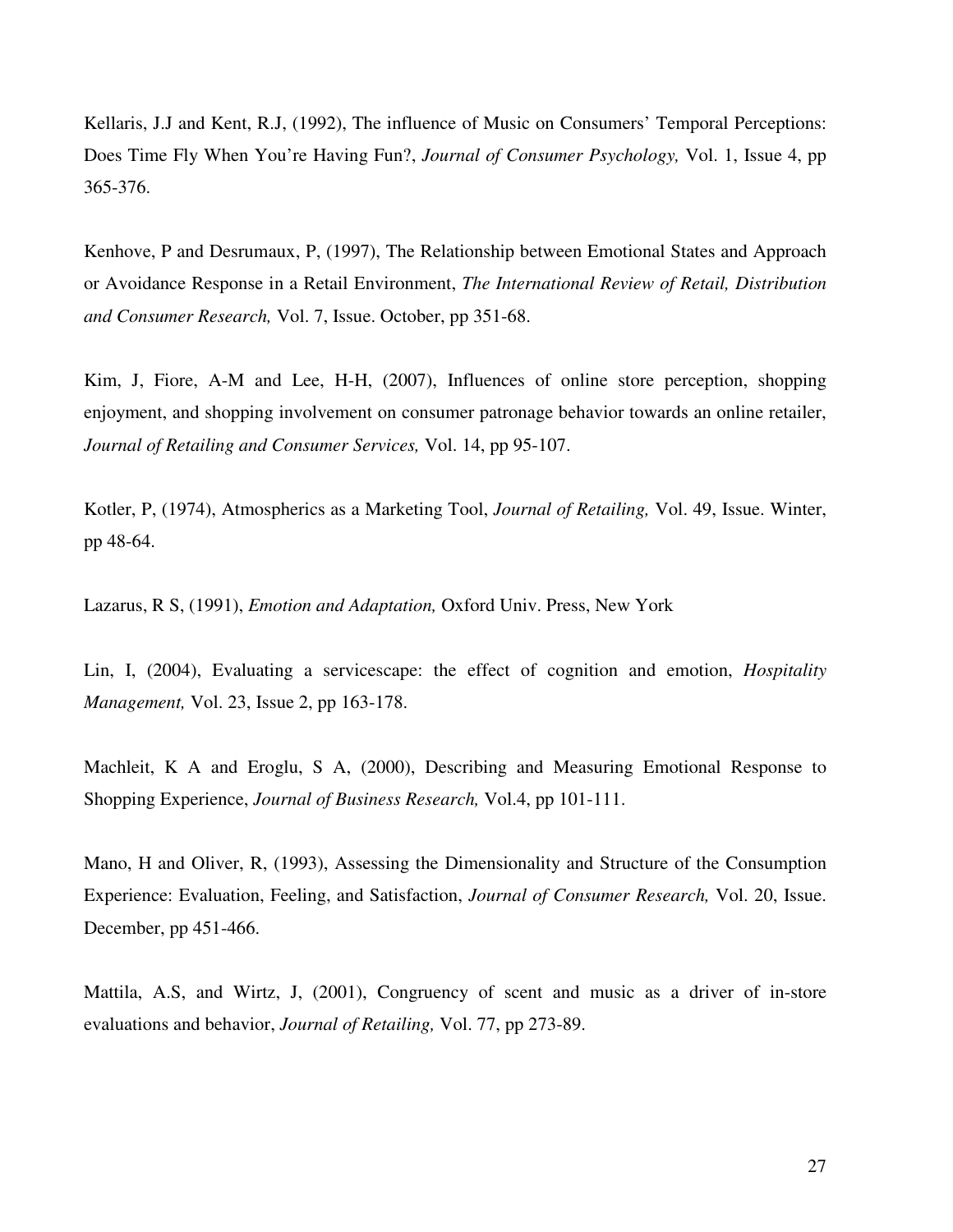Kellaris, J.J and Kent, R.J, (1992), The influence of Music on Consumers' Temporal Perceptions: Does Time Fly When You're Having Fun?, *Journal of Consumer Psychology,* Vol. 1, Issue 4, pp 365-376.

Kenhove, P and Desrumaux, P, (1997), The Relationship between Emotional States and Approach or Avoidance Response in a Retail Environment, *The International Review of Retail, Distribution and Consumer Research,* Vol. 7, Issue. October, pp 351-68.

Kim, J, Fiore, A-M and Lee, H-H, (2007), Influences of online store perception, shopping enjoyment, and shopping involvement on consumer patronage behavior towards an online retailer, *Journal of Retailing and Consumer Services,* Vol. 14, pp 95-107.

Kotler, P, (1974), Atmospherics as a Marketing Tool, *Journal of Retailing,* Vol. 49, Issue. Winter, pp 48-64.

Lazarus, R S, (1991), *Emotion and Adaptation,* Oxford Univ. Press, New York

Lin, I, (2004), Evaluating a servicescape: the effect of cognition and emotion, *Hospitality Management,* Vol. 23, Issue 2, pp 163-178.

Machleit, K A and Eroglu, S A, (2000), Describing and Measuring Emotional Response to Shopping Experience, *Journal of Business Research,* Vol.4, pp 101-111.

Mano, H and Oliver, R, (1993), Assessing the Dimensionality and Structure of the Consumption Experience: Evaluation, Feeling, and Satisfaction, *Journal of Consumer Research,* Vol. 20, Issue. December, pp 451-466.

Mattila, A.S, and Wirtz, J, (2001), Congruency of scent and music as a driver of in-store evaluations and behavior, *Journal of Retailing,* Vol. 77, pp 273-89.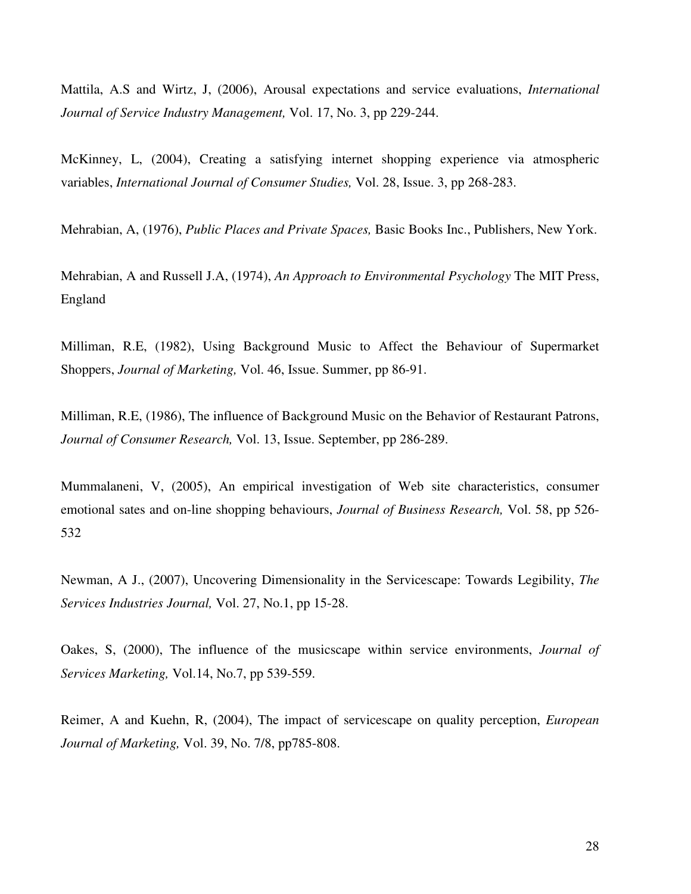Mattila, A.S and Wirtz, J, (2006), Arousal expectations and service evaluations, *International Journal of Service Industry Management,* Vol. 17, No. 3, pp 229-244.

McKinney, L, (2004), Creating a satisfying internet shopping experience via atmospheric variables, *International Journal of Consumer Studies,* Vol. 28, Issue. 3, pp 268-283.

Mehrabian, A, (1976), *Public Places and Private Spaces,* Basic Books Inc., Publishers, New York.

Mehrabian, A and Russell J.A, (1974), *An Approach to Environmental Psychology* The MIT Press, England

Milliman, R.E, (1982), Using Background Music to Affect the Behaviour of Supermarket Shoppers, *Journal of Marketing,* Vol. 46, Issue. Summer, pp 86-91.

Milliman, R.E, (1986), The influence of Background Music on the Behavior of Restaurant Patrons, *Journal of Consumer Research,* Vol. 13, Issue. September, pp 286-289.

Mummalaneni, V, (2005), An empirical investigation of Web site characteristics, consumer emotional sates and on-line shopping behaviours, *Journal of Business Research,* Vol. 58, pp 526-532

Newman, A J., (2007), Uncovering Dimensionality in the Servicescape: Towards Legibility, *The Services Industries Journal,* Vol. 27, No.1, pp 15-28.

Oakes, S, (2000), The influence of the musicscape within service environments, *Journal of Services Marketing,* Vol.14, No.7, pp 539-559.

Reimer, A and Kuehn, R, (2004), The impact of servicescape on quality perception, *European Journal of Marketing,* Vol. 39, No. 7/8, pp785-808.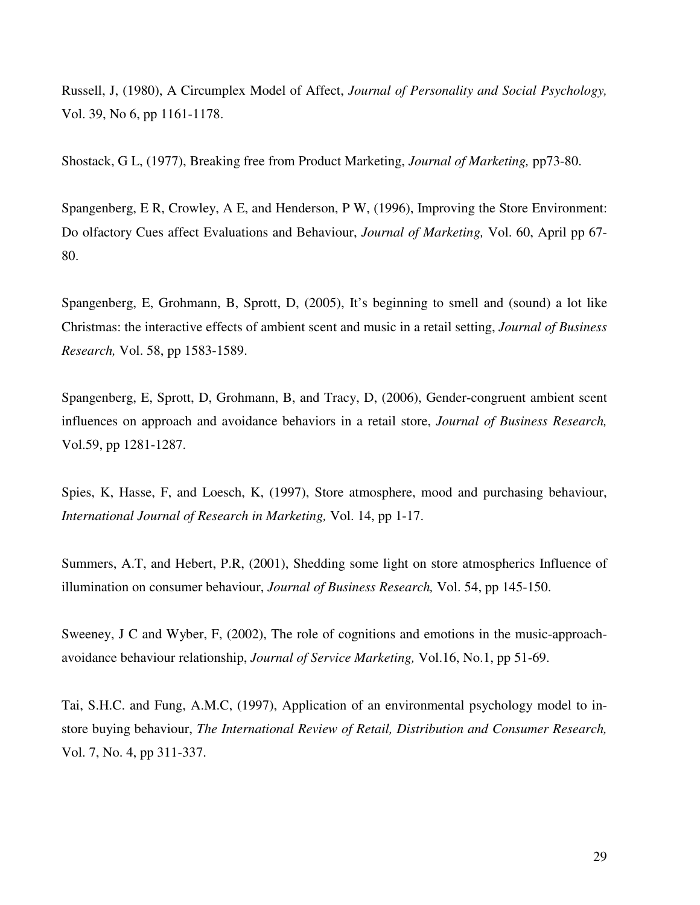Russell, J, (1980), A Circumplex Model of Affect, *Journal of Personality and Social Psychology,* Vol. 39, No 6, pp 1161-1178.

Shostack, G L, (1977), Breaking free from Product Marketing, *Journal of Marketing,* pp73-80.

Spangenberg, E R, Crowley, A E, and Henderson, P W, (1996), Improving the Store Environment: Do olfactory Cues affect Evaluations and Behaviour, *Journal of Marketing,* Vol. 60, April pp 67-80.

Spangenberg, E, Grohmann, B, Sprott, D, (2005), It's beginning to smell and (sound) a lot like Christmas: the interactive effects of ambient scent and music in a retail setting, *Journal of Business Research,* Vol. 58, pp 1583-1589.

Spangenberg, E, Sprott, D, Grohmann, B, and Tracy, D, (2006), Gender-congruent ambient scent influences on approach and avoidance behaviors in a retail store, *Journal of Business Research,* Vol.59, pp 1281-1287.

Spies, K, Hasse, F, and Loesch, K, (1997), Store atmosphere, mood and purchasing behaviour, *International Journal of Research in Marketing,* Vol. 14, pp 1-17.

Summers, A.T, and Hebert, P.R, (2001), Shedding some light on store atmospherics Influence of illumination on consumer behaviour, *Journal of Business Research,* Vol. 54, pp 145-150.

Sweeney, J C and Wyber, F, (2002), The role of cognitions and emotions in the music-approach-avoidance behaviour relationship, *Journal of Service Marketing,* Vol.16, No.1, pp 51-69.

Tai, S.H.C. and Fung, A.M.C, (1997), Application of an environmental psychology model to in-store buying behaviour, *The International Review of Retail, Distribution and Consumer Research,* Vol. 7, No. 4, pp 311-337.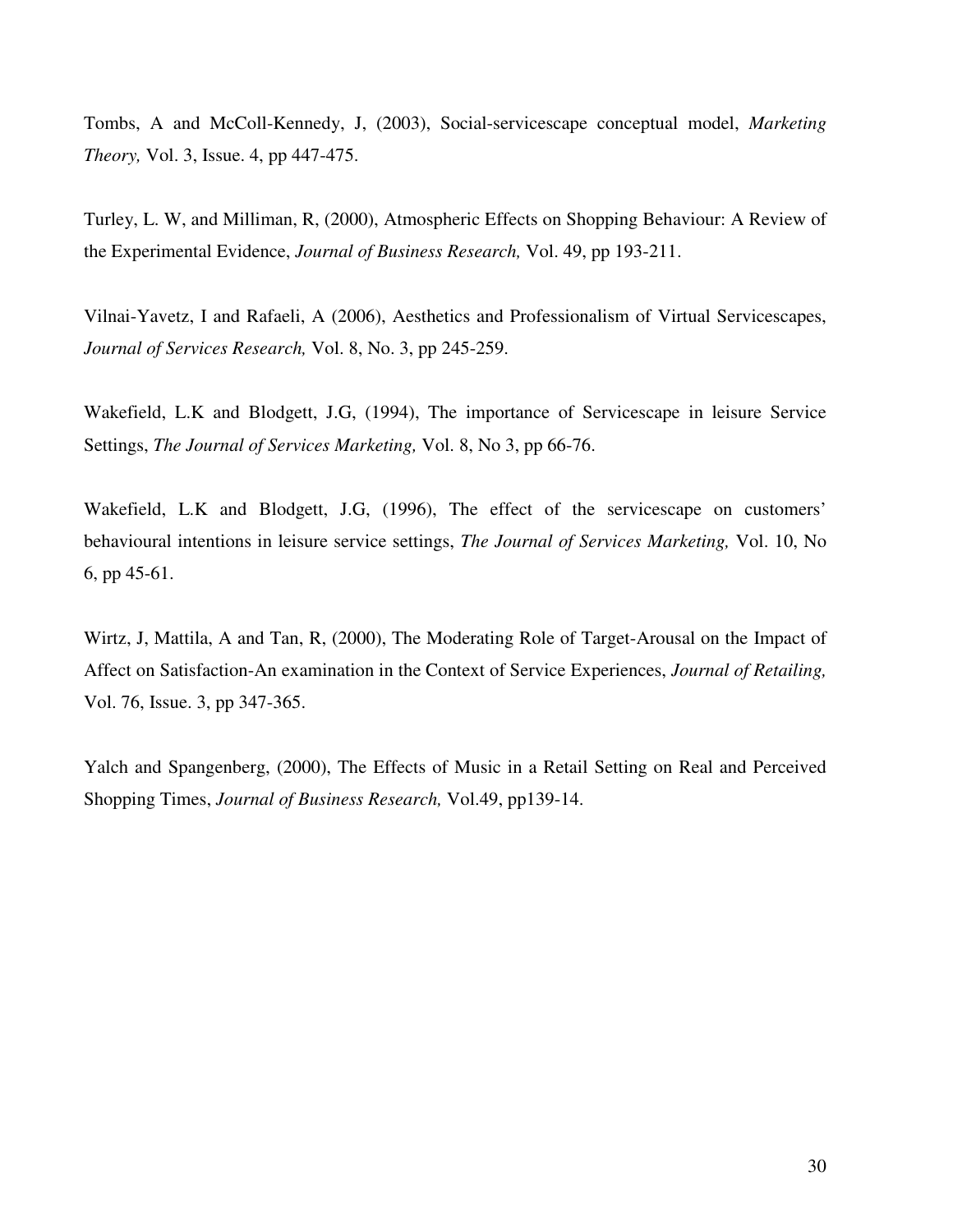Tombs, A and McColl-Kennedy, J, (2003), Social-servicescape conceptual model, *Marketing Theory,* Vol. 3, Issue. 4, pp 447-475.

Turley, L. W, and Milliman, R, (2000), Atmospheric Effects on Shopping Behaviour: A Review of the Experimental Evidence, *Journal of Business Research,* Vol. 49, pp 193-211.

Vilnai-Yavetz, I and Rafaeli, A (2006), Aesthetics and Professionalism of Virtual Servicescapes, *Journal of Services Research,* Vol. 8, No. 3, pp 245-259.

Wakefield, L.K and Blodgett, J.G, (1994), The importance of Servicescape in leisure Service Settings, *The Journal of Services Marketing,* Vol. 8, No 3, pp 66-76.

Wakefield, L.K and Blodgett, J.G, (1996), The effect of the servicescape on customers' behavioural intentions in leisure service settings, *The Journal of Services Marketing,* Vol. 10, No 6, pp 45-61.

Wirtz, J, Mattila, A and Tan, R, (2000), The Moderating Role of Target-Arousal on the Impact of Affect on Satisfaction-An examination in the Context of Service Experiences, *Journal of Retailing,* Vol. 76, Issue. 3, pp 347-365.

Yalch and Spangenberg, (2000), The Effects of Music in a Retail Setting on Real and Perceived Shopping Times, *Journal of Business Research,* Vol.49, pp139-14.